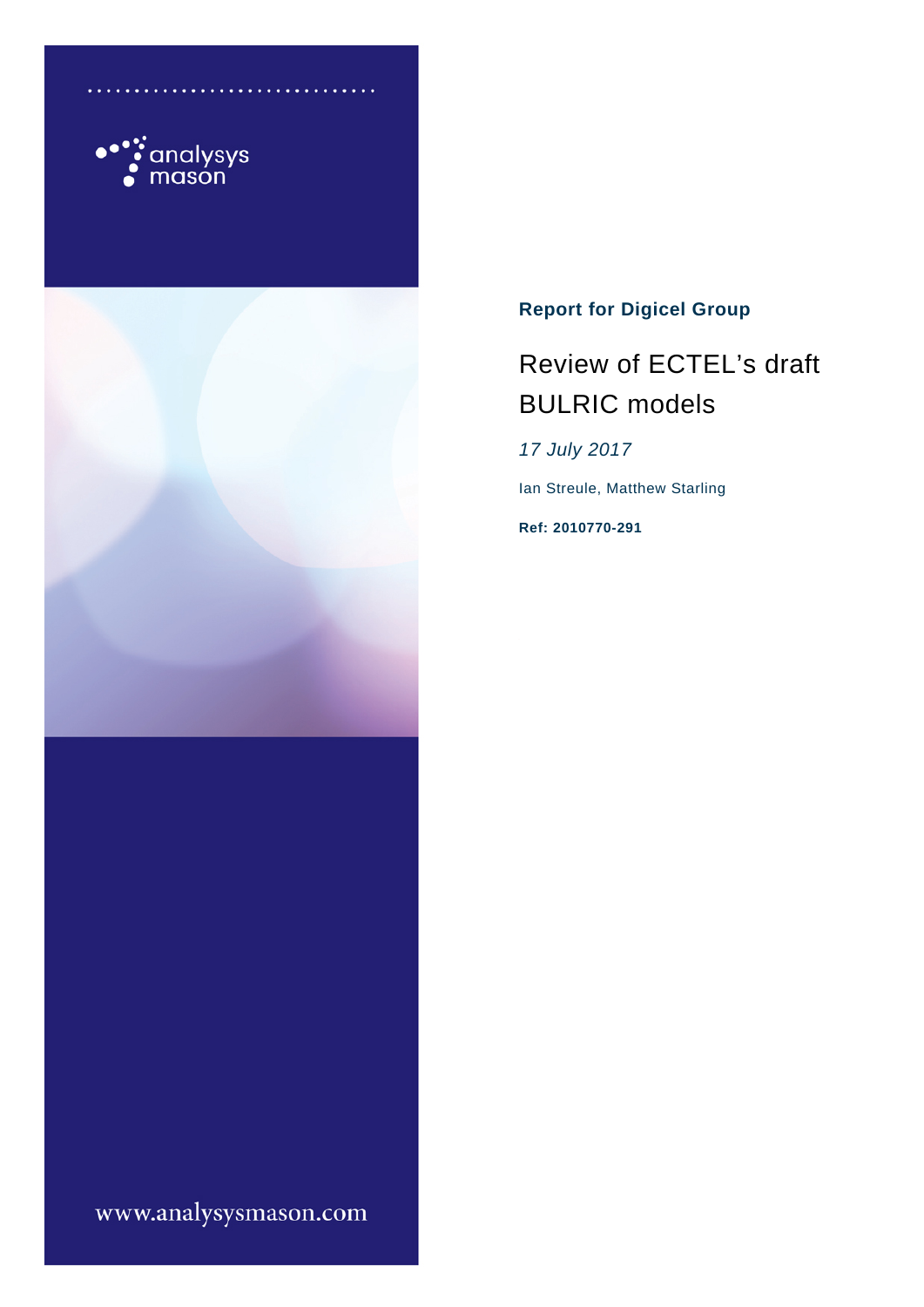analysys mason

**Report for Digicel Group**

# Review of ECTEL's draft BULRIC models

*17 July 2017*

Ian Streule, Matthew Starling

**Ref: 2010770-291**

www.analysysmason.com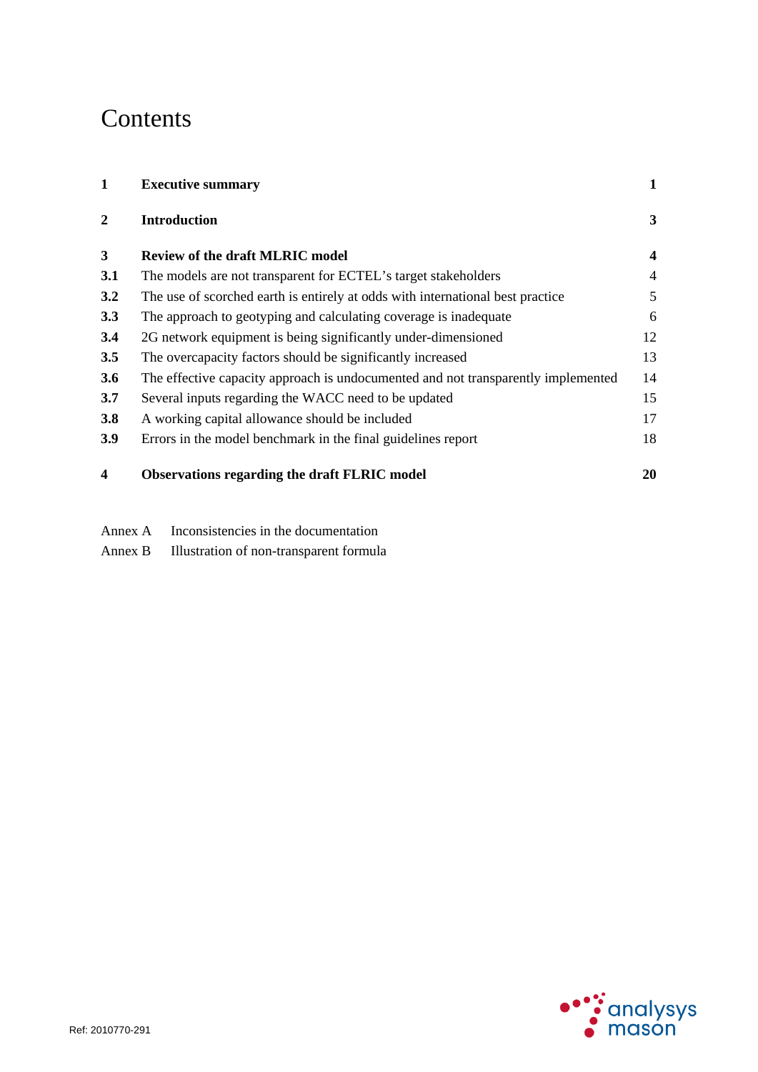# Contents

| | | |
|---|---|---|
| **1** | **Executive summary** | **1** |
| **2** | **Introduction** | **3** |
| **3** | **Review of the draft MLRIC model** | **4** |
| **3.1** | The models are not transparent for ECTEL's target stakeholders | 4 |
| **3.2** | The use of scorched earth is entirely at odds with international best practice | 5 |
| **3.3** | The approach to geotyping and calculating coverage is inadequate | 6 |
| **3.4** | 2G network equipment is being significantly under-dimensioned | 12 |
| **3.5** | The overcapacity factors should be significantly increased | 13 |
| **3.6** | The effective capacity approach is undocumented and not transparently implemented | 14 |
| **3.7** | Several inputs regarding the WACC need to be updated | 15 |
| **3.8** | A working capital allowance should be included | 17 |
| **3.9** | Errors in the model benchmark in the final guidelines report | 18 |
| **4** | **Observations regarding the draft FLRIC model** | **20** |

Annex A Inconsistencies in the documentation

Annex B Illustration of non-transparent formula

Ref: 2010770-291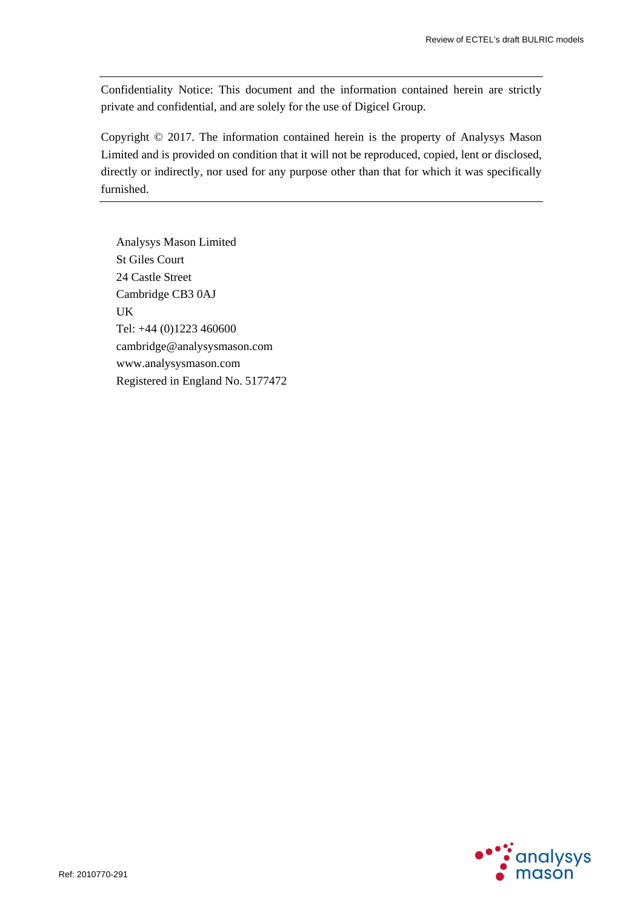Confidentiality Notice: This document and the information contained herein are strictly private and confidential, and are solely for the use of Digicel Group.

Copyright © 2017. The information contained herein is the property of Analysys Mason Limited and is provided on condition that it will not be reproduced, copied, lent or disclosed, directly or indirectly, nor used for any purpose other than that for which it was specifically furnished.

Analysys Mason Limited
St Giles Court
24 Castle Street
Cambridge CB3 0AJ
UK
Tel: +44 (0)1223 460600
cambridge@analysysmason.com
www.analysysmason.com
Registered in England No. 5177472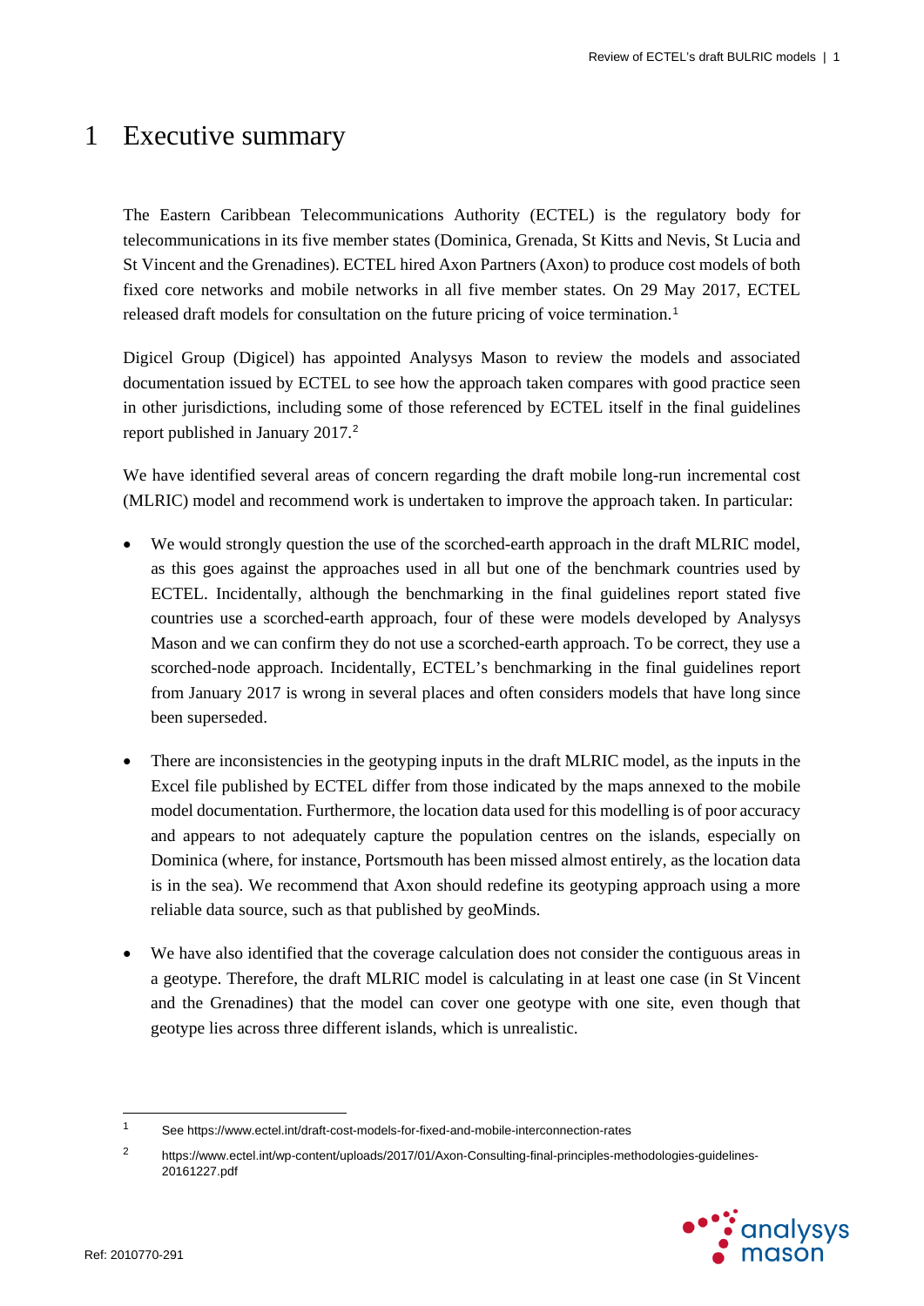# 1 Executive summary

The Eastern Caribbean Telecommunications Authority (ECTEL) is the regulatory body for telecommunications in its five member states (Dominica, Grenada, St Kitts and Nevis, St Lucia and St Vincent and the Grenadines). ECTEL hired Axon Partners (Axon) to produce cost models of both fixed core networks and mobile networks in all five member states. On 29 May 2017, ECTEL released draft models for consultation on the future pricing of voice termination.[1]

Digicel Group (Digicel) has appointed Analysys Mason to review the models and associated documentation issued by ECTEL to see how the approach taken compares with good practice seen in other jurisdictions, including some of those referenced by ECTEL itself in the final guidelines report published in January 2017.[2]

We have identified several areas of concern regarding the draft mobile long-run incremental cost (MLRIC) model and recommend work is undertaken to improve the approach taken. In particular:

- We would strongly question the use of the scorched-earth approach in the draft MLRIC model, as this goes against the approaches used in all but one of the benchmark countries used by ECTEL. Incidentally, although the benchmarking in the final guidelines report stated five countries use a scorched-earth approach, four of these were models developed by Analysys Mason and we can confirm they do not use a scorched-earth approach. To be correct, they use a scorched-node approach. Incidentally, ECTEL's benchmarking in the final guidelines report from January 2017 is wrong in several places and often considers models that have long since been superseded.

- There are inconsistencies in the geotyping inputs in the draft MLRIC model, as the inputs in the Excel file published by ECTEL differ from those indicated by the maps annexed to the mobile model documentation. Furthermore, the location data used for this modelling is of poor accuracy and appears to not adequately capture the population centres on the islands, especially on Dominica (where, for instance, Portsmouth has been missed almost entirely, as the location data is in the sea). We recommend that Axon should redefine its geotyping approach using a more reliable data source, such as that published by geoMinds.

- We have also identified that the coverage calculation does not consider the contiguous areas in a geotype. Therefore, the draft MLRIC model is calculating in at least one case (in St Vincent and the Grenadines) that the model can cover one geotype with one site, even though that geotype lies across three different islands, which is unrealistic.

---

[1] See https://www.ectel.int/draft-cost-models-for-fixed-and-mobile-interconnection-rates

[2] https://www.ectel.int/wp-content/uploads/2017/01/Axon-Consulting-final-principles-methodologies-guidelines-20161227.pdf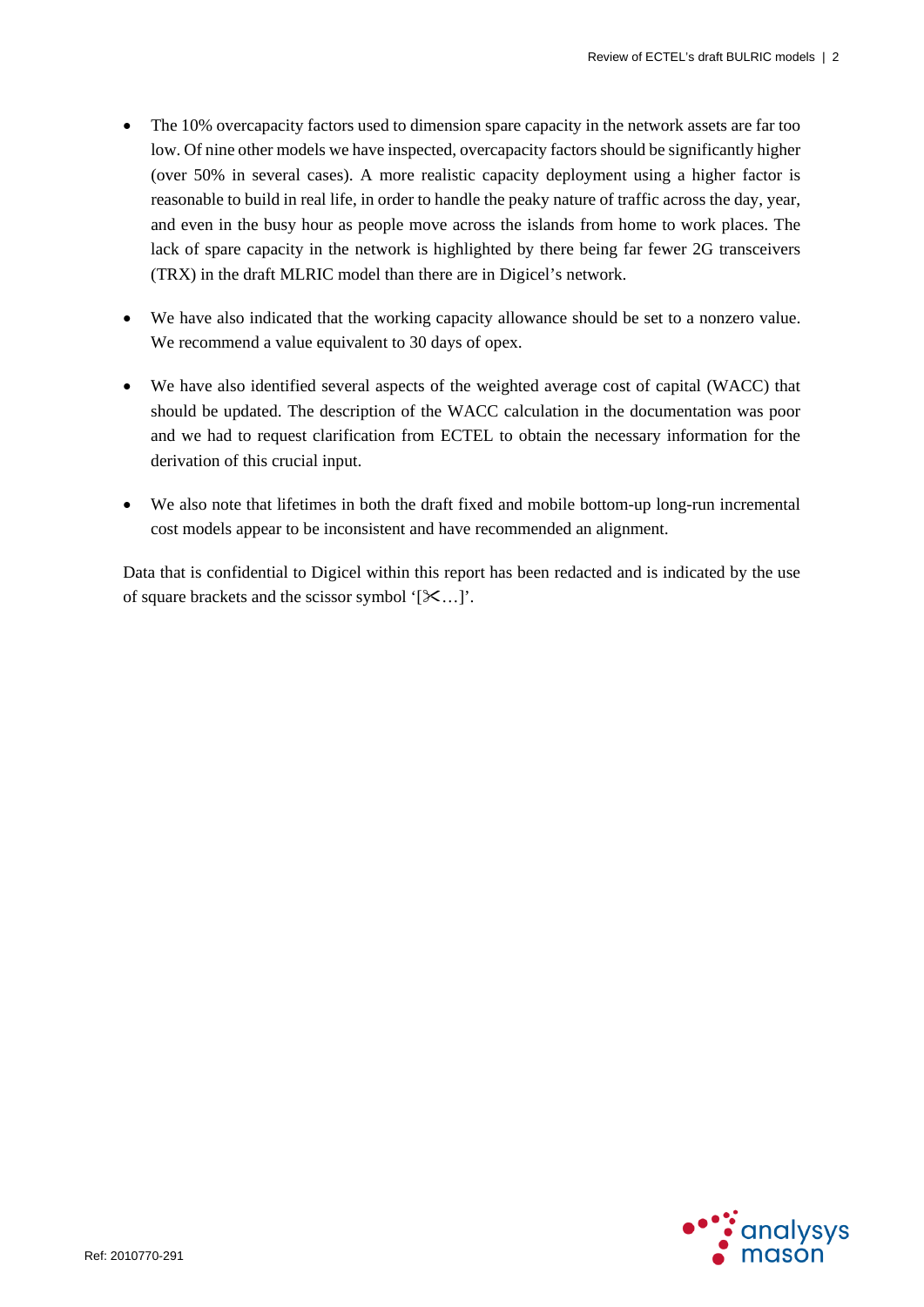- The 10% overcapacity factors used to dimension spare capacity in the network assets are far too low. Of nine other models we have inspected, overcapacity factors should be significantly higher (over 50% in several cases). A more realistic capacity deployment using a higher factor is reasonable to build in real life, in order to handle the peaky nature of traffic across the day, year, and even in the busy hour as people move across the islands from home to work places. The lack of spare capacity in the network is highlighted by there being far fewer 2G transceivers (TRX) in the draft MLRIC model than there are in Digicel's network.

- We have also indicated that the working capacity allowance should be set to a nonzero value. We recommend a value equivalent to 30 days of opex.

- We have also identified several aspects of the weighted average cost of capital (WACC) that should be updated. The description of the WACC calculation in the documentation was poor and we had to request clarification from ECTEL to obtain the necessary information for the derivation of this crucial input.

- We also note that lifetimes in both the draft fixed and mobile bottom-up long-run incremental cost models appear to be inconsistent and have recommended an alignment.

Data that is confidential to Digicel within this report has been redacted and is indicated by the use of square brackets and the scissor symbol '[✂…]'.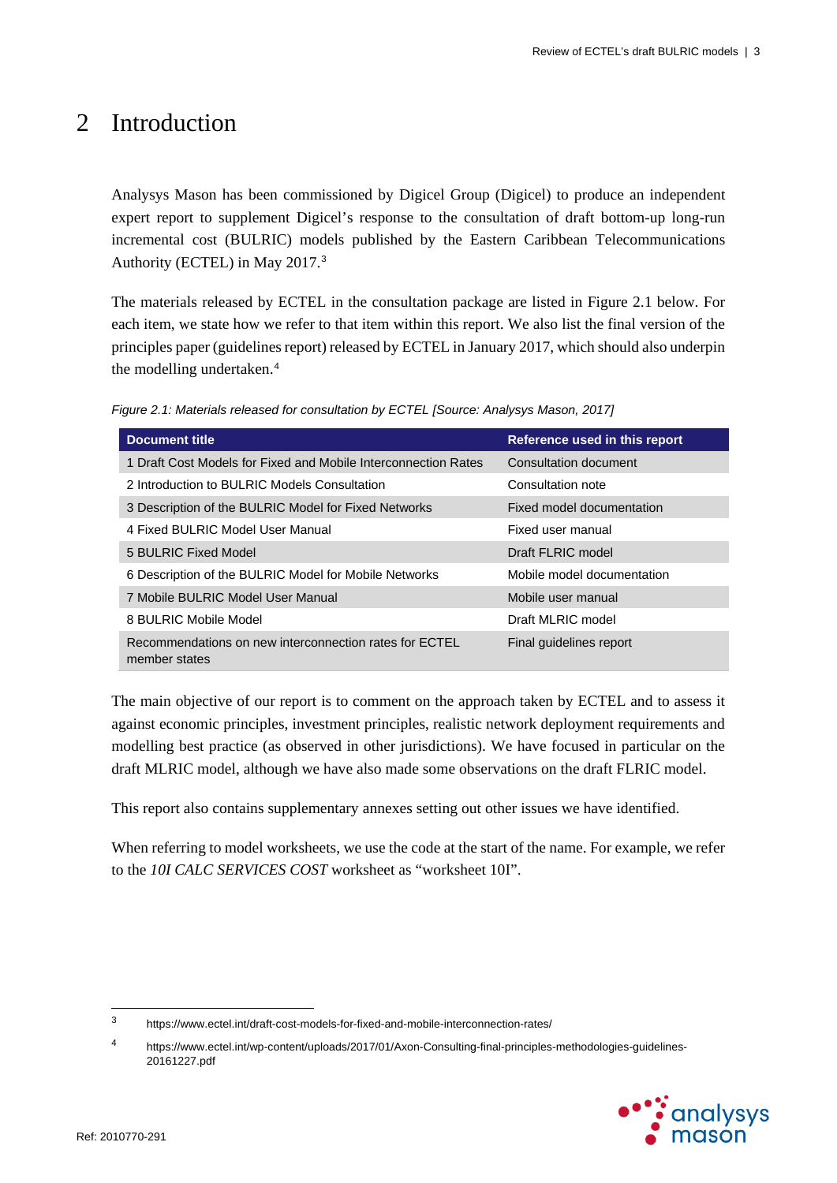# 2 Introduction

Analysys Mason has been commissioned by Digicel Group (Digicel) to produce an independent expert report to supplement Digicel's response to the consultation of draft bottom-up long-run incremental cost (BULRIC) models published by the Eastern Caribbean Telecommunications Authority (ECTEL) in May 2017.[3]

The materials released by ECTEL in the consultation package are listed in Figure 2.1 below. For each item, we state how we refer to that item within this report. We also list the final version of the principles paper (guidelines report) released by ECTEL in January 2017, which should also underpin the modelling undertaken.[4]

*Figure 2.1: Materials released for consultation by ECTEL [Source: Analysys Mason, 2017]*

| Document title | Reference used in this report |
|---|---|
| 1 Draft Cost Models for Fixed and Mobile Interconnection Rates | Consultation document |
| 2 Introduction to BULRIC Models Consultation | Consultation note |
| 3 Description of the BULRIC Model for Fixed Networks | Fixed model documentation |
| 4 Fixed BULRIC Model User Manual | Fixed user manual |
| 5 BULRIC Fixed Model | Draft FLRIC model |
| 6 Description of the BULRIC Model for Mobile Networks | Mobile model documentation |
| 7 Mobile BULRIC Model User Manual | Mobile user manual |
| 8 BULRIC Mobile Model | Draft MLRIC model |
| Recommendations on new interconnection rates for ECTEL member states | Final guidelines report |

The main objective of our report is to comment on the approach taken by ECTEL and to assess it against economic principles, investment principles, realistic network deployment requirements and modelling best practice (as observed in other jurisdictions). We have focused in particular on the draft MLRIC model, although we have also made some observations on the draft FLRIC model.

This report also contains supplementary annexes setting out other issues we have identified.

When referring to model worksheets, we use the code at the start of the name. For example, we refer to the *10I CALC SERVICES COST* worksheet as "worksheet 10I".

---

[3] https://www.ectel.int/draft-cost-models-for-fixed-and-mobile-interconnection-rates/

[4] https://www.ectel.int/wp-content/uploads/2017/01/Axon-Consulting-final-principles-methodologies-guidelines-20161227.pdf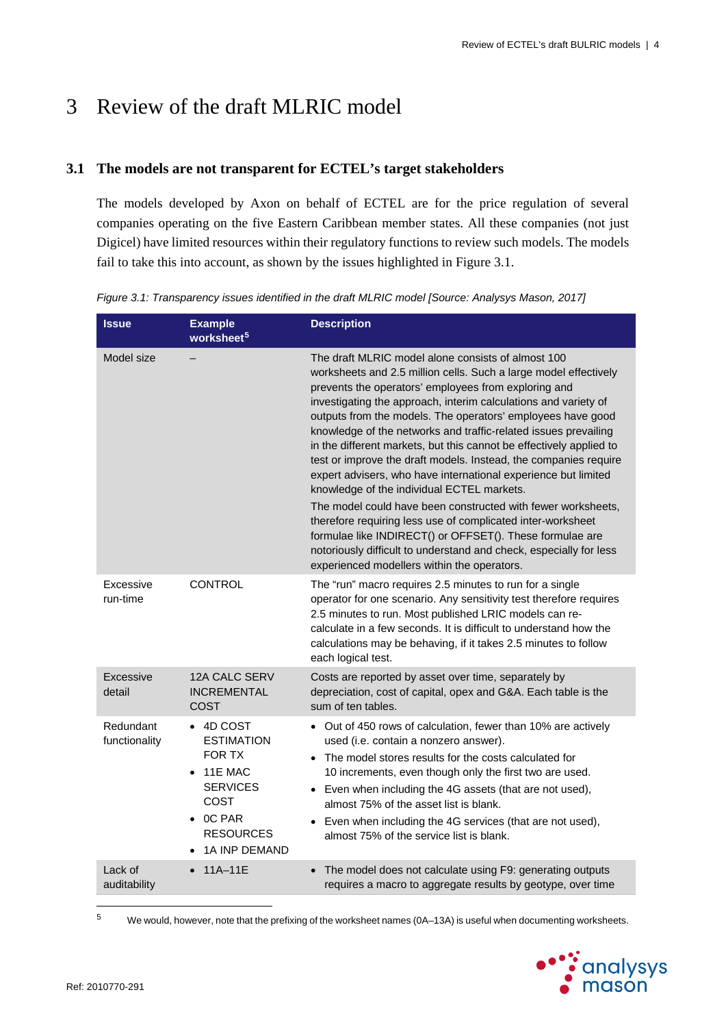# 3 Review of the draft MLRIC model

## 3.1 The models are not transparent for ECTEL's target stakeholders

The models developed by Axon on behalf of ECTEL are for the price regulation of several companies operating on the five Eastern Caribbean member states. All these companies (not just Digicel) have limited resources within their regulatory functions to review such models. The models fail to take this into account, as shown by the issues highlighted in Figure 3.1.

*Figure 3.1: Transparency issues identified in the draft MLRIC model [Source: Analysys Mason, 2017]*

| Issue | Example worksheet[5] | Description |
|---|---|---|
| Model size | – | The draft MLRIC model alone consists of almost 100 worksheets and 2.5 million cells. Such a large model effectively prevents the operators' employees from exploring and investigating the approach, interim calculations and variety of outputs from the models. The operators' employees have good knowledge of the networks and traffic-related issues prevailing in the different markets, but this cannot be effectively applied to test or improve the draft models. Instead, the companies require expert advisers, who have international experience but limited knowledge of the individual ECTEL markets.<br>The model could have been constructed with fewer worksheets, therefore requiring less use of complicated inter-worksheet formulae like INDIRECT() or OFFSET(). These formulae are notoriously difficult to understand and check, especially for less experienced modellers within the operators. |
| Excessive run-time | CONTROL | The "run" macro requires 2.5 minutes to run for a single operator for one scenario. Any sensitivity test therefore requires 2.5 minutes to run. Most published LRIC models can re-calculate in a few seconds. It is difficult to understand how the calculations may be behaving, if it takes 2.5 minutes to follow each logical test. |
| Excessive detail | 12A CALC SERV INCREMENTAL COST | Costs are reported by asset over time, separately by depreciation, cost of capital, opex and G&A. Each table is the sum of ten tables. |
| Redundant functionality | • 4D COST ESTIMATION FOR TX<br>• 11E MAC SERVICES COST<br>• 0C PAR RESOURCES<br>• 1A INP DEMAND | • Out of 450 rows of calculation, fewer than 10% are actively used (i.e. contain a nonzero answer).<br>• The model stores results for the costs calculated for 10 increments, even though only the first two are used.<br>• Even when including the 4G assets (that are not used), almost 75% of the asset list is blank.<br>• Even when including the 4G services (that are not used), almost 75% of the service list is blank. |
| Lack of auditability | • 11A–11E | • The model does not calculate using F9: generating outputs requires a macro to aggregate results by geotype, over time |

[5] We would, however, note that the prefixing of the worksheet names (0A–13A) is useful when documenting worksheets.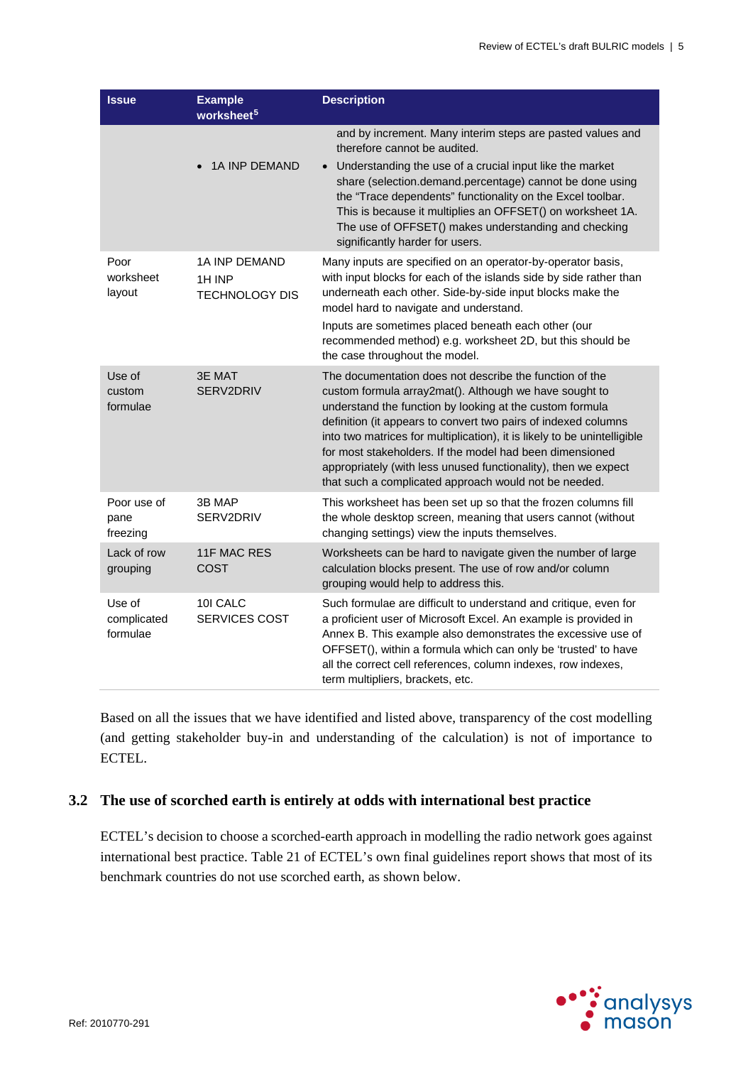| Issue | Example worksheet[5] | Description |
|---|---|---|
| | • 1A INP DEMAND | and by increment. Many interim steps are pasted values and therefore cannot be audited. • Understanding the use of a crucial input like the market share (selection.demand.percentage) cannot be done using the "Trace dependents" functionality on the Excel toolbar. This is because it multiplies an OFFSET() on worksheet 1A. The use of OFFSET() makes understanding and checking significantly harder for users. |
| Poor worksheet layout | 1A INP DEMAND 1H INP TECHNOLOGY DIS | Many inputs are specified on an operator-by-operator basis, with input blocks for each of the islands side by side rather than underneath each other. Side-by-side input blocks make the model hard to navigate and understand. Inputs are sometimes placed beneath each other (our recommended method) e.g. worksheet 2D, but this should be the case throughout the model. |
| Use of custom formulae | 3E MAT SERV2DRIV | The documentation does not describe the function of the custom formula array2mat(). Although we have sought to understand the function by looking at the custom formula definition (it appears to convert two pairs of indexed columns into two matrices for multiplication), it is likely to be unintelligible for most stakeholders. If the model had been dimensioned appropriately (with less unused functionality), then we expect that such a complicated approach would not be needed. |
| Poor use of pane freezing | 3B MAP SERV2DRIV | This worksheet has been set up so that the frozen columns fill the whole desktop screen, meaning that users cannot (without changing settings) view the inputs themselves. |
| Lack of row grouping | 11F MAC RES COST | Worksheets can be hard to navigate given the number of large calculation blocks present. The use of row and/or column grouping would help to address this. |
| Use of complicated formulae | 10I CALC SERVICES COST | Such formulae are difficult to understand and critique, even for a proficient user of Microsoft Excel. An example is provided in Annex B. This example also demonstrates the excessive use of OFFSET(), within a formula which can only be 'trusted' to have all the correct cell references, column indexes, row indexes, term multipliers, brackets, etc. |

Based on all the issues that we have identified and listed above, transparency of the cost modelling (and getting stakeholder buy-in and understanding of the calculation) is not of importance to ECTEL.

## 3.2 The use of scorched earth is entirely at odds with international best practice

ECTEL's decision to choose a scorched-earth approach in modelling the radio network goes against international best practice. Table 21 of ECTEL's own final guidelines report shows that most of its benchmark countries do not use scorched earth, as shown below.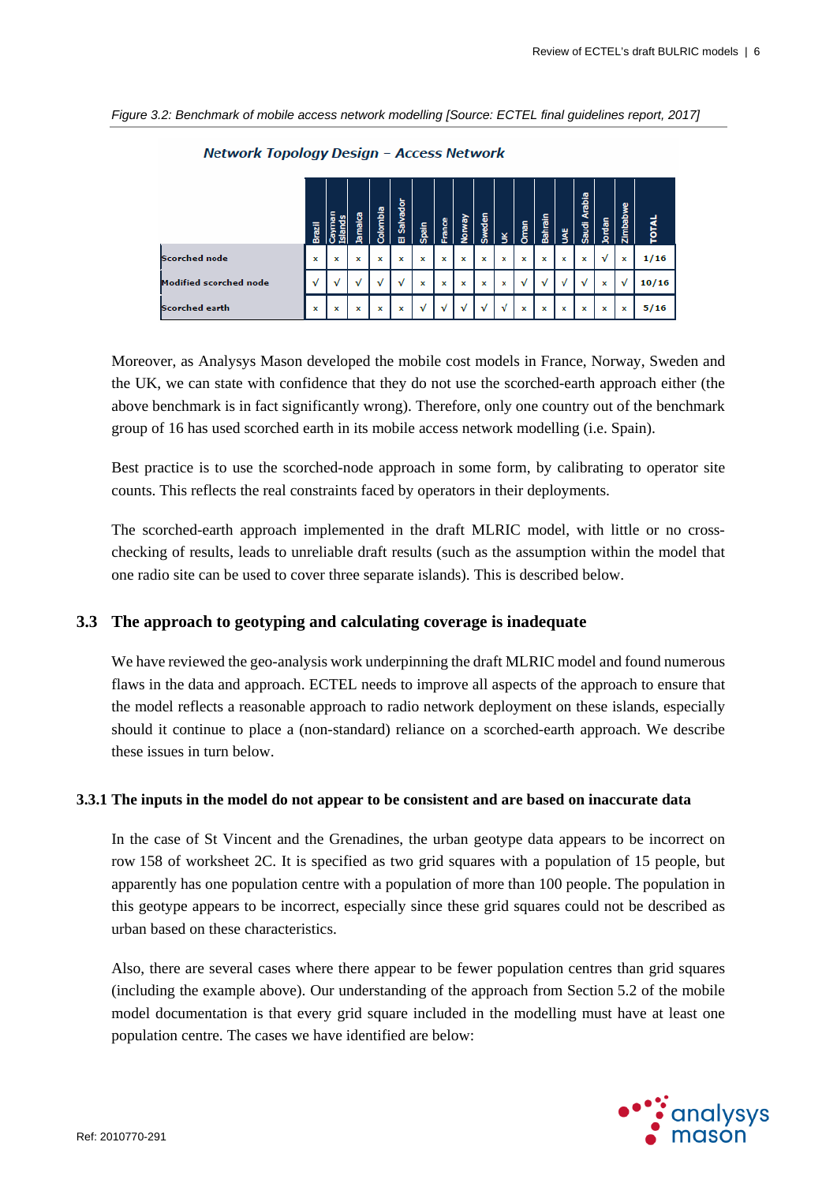*Figure 3.2: Benchmark of mobile access network modelling [Source: ECTEL final guidelines report, 2017]*

**Network Topology Design – Access Network**

| | Brazil | Cayman Islands | Jamaica | Colombia | El Salvador | Spain | France | Norway | Sweden | UK | Oman | Bahrain | UAE | Saudi Arabia | Jordan | Zimbabwe | TOTAL |
|---|---|---|---|---|---|---|---|---|---|---|---|---|---|---|---|---|---|
| Scorched node | x | x | x | x | x | x | x | x | x | x | x | x | x | x | √ | x | 1/16 |
| Modified scorched node | √ | √ | √ | √ | √ | x | x | x | x | x | √ | √ | √ | √ | x | √ | 10/16 |
| Scorched earth | x | x | x | x | x | √ | √ | √ | √ | √ | x | x | x | x | x | x | 5/16 |

Moreover, as Analysys Mason developed the mobile cost models in France, Norway, Sweden and the UK, we can state with confidence that they do not use the scorched-earth approach either (the above benchmark is in fact significantly wrong). Therefore, only one country out of the benchmark group of 16 has used scorched earth in its mobile access network modelling (i.e. Spain).

Best practice is to use the scorched-node approach in some form, by calibrating to operator site counts. This reflects the real constraints faced by operators in their deployments.

The scorched-earth approach implemented in the draft MLRIC model, with little or no cross-checking of results, leads to unreliable draft results (such as the assumption within the model that one radio site can be used to cover three separate islands). This is described below.

## 3.3 The approach to geotyping and calculating coverage is inadequate

We have reviewed the geo-analysis work underpinning the draft MLRIC model and found numerous flaws in the data and approach. ECTEL needs to improve all aspects of the approach to ensure that the model reflects a reasonable approach to radio network deployment on these islands, especially should it continue to place a (non-standard) reliance on a scorched-earth approach. We describe these issues in turn below.

### 3.3.1 The inputs in the model do not appear to be consistent and are based on inaccurate data

In the case of St Vincent and the Grenadines, the urban geotype data appears to be incorrect on row 158 of worksheet 2C. It is specified as two grid squares with a population of 15 people, but apparently has one population centre with a population of more than 100 people. The population in this geotype appears to be incorrect, especially since these grid squares could not be described as urban based on these characteristics.

Also, there are several cases where there appear to be fewer population centres than grid squares (including the example above). Our understanding of the approach from Section 5.2 of the mobile model documentation is that every grid square included in the modelling must have at least one population centre. The cases we have identified are below: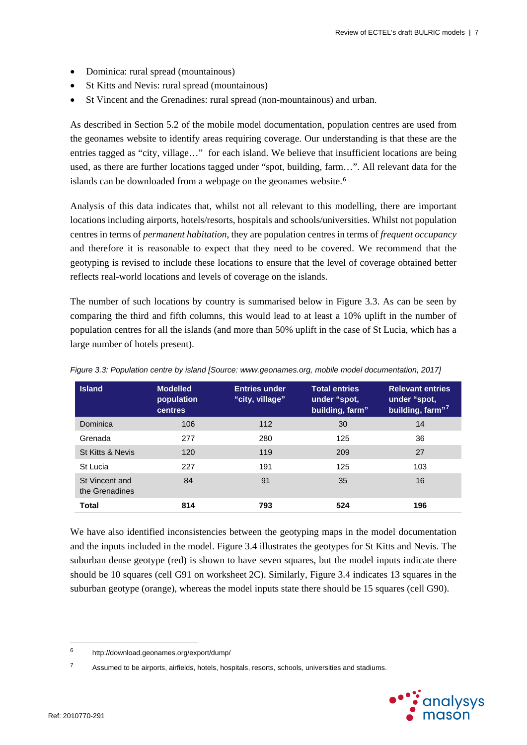- Dominica: rural spread (mountainous)
- St Kitts and Nevis: rural spread (mountainous)
- St Vincent and the Grenadines: rural spread (non-mountainous) and urban.

As described in Section 5.2 of the mobile model documentation, population centres are used from the geonames website to identify areas requiring coverage. Our understanding is that these are the entries tagged as "city, village…" for each island. We believe that insufficient locations are being used, as there are further locations tagged under "spot, building, farm…". All relevant data for the islands can be downloaded from a webpage on the geonames website.[6]

Analysis of this data indicates that, whilst not all relevant to this modelling, there are important locations including airports, hotels/resorts, hospitals and schools/universities. Whilst not population centres in terms of *permanent habitation*, they are population centres in terms of *frequent occupancy* and therefore it is reasonable to expect that they need to be covered. We recommend that the geotyping is revised to include these locations to ensure that the level of coverage obtained better reflects real-world locations and levels of coverage on the islands.

The number of such locations by country is summarised below in Figure 3.3. As can be seen by comparing the third and fifth columns, this would lead to at least a 10% uplift in the number of population centres for all the islands (and more than 50% uplift in the case of St Lucia, which has a large number of hotels present).

*Figure 3.3: Population centre by island [Source: www.geonames.org, mobile model documentation, 2017]*

| Island | Modelled population centres | Entries under "city, village" | Total entries under "spot, building, farm" | Relevant entries under "spot, building, farm"[7] |
|---|---|---|---|---|
| Dominica | 106 | 112 | 30 | 14 |
| Grenada | 277 | 280 | 125 | 36 |
| St Kitts & Nevis | 120 | 119 | 209 | 27 |
| St Lucia | 227 | 191 | 125 | 103 |
| St Vincent and the Grenadines | 84 | 91 | 35 | 16 |
| **Total** | **814** | **793** | **524** | **196** |

We have also identified inconsistencies between the geotyping maps in the model documentation and the inputs included in the model. Figure 3.4 illustrates the geotypes for St Kitts and Nevis. The suburban dense geotype (red) is shown to have seven squares, but the model inputs indicate there should be 10 squares (cell G91 on worksheet 2C). Similarly, Figure 3.4 indicates 13 squares in the suburban geotype (orange), whereas the model inputs state there should be 15 squares (cell G90).

[6] http://download.geonames.org/export/dump/

[7] Assumed to be airports, airfields, hotels, hospitals, resorts, schools, universities and stadiums.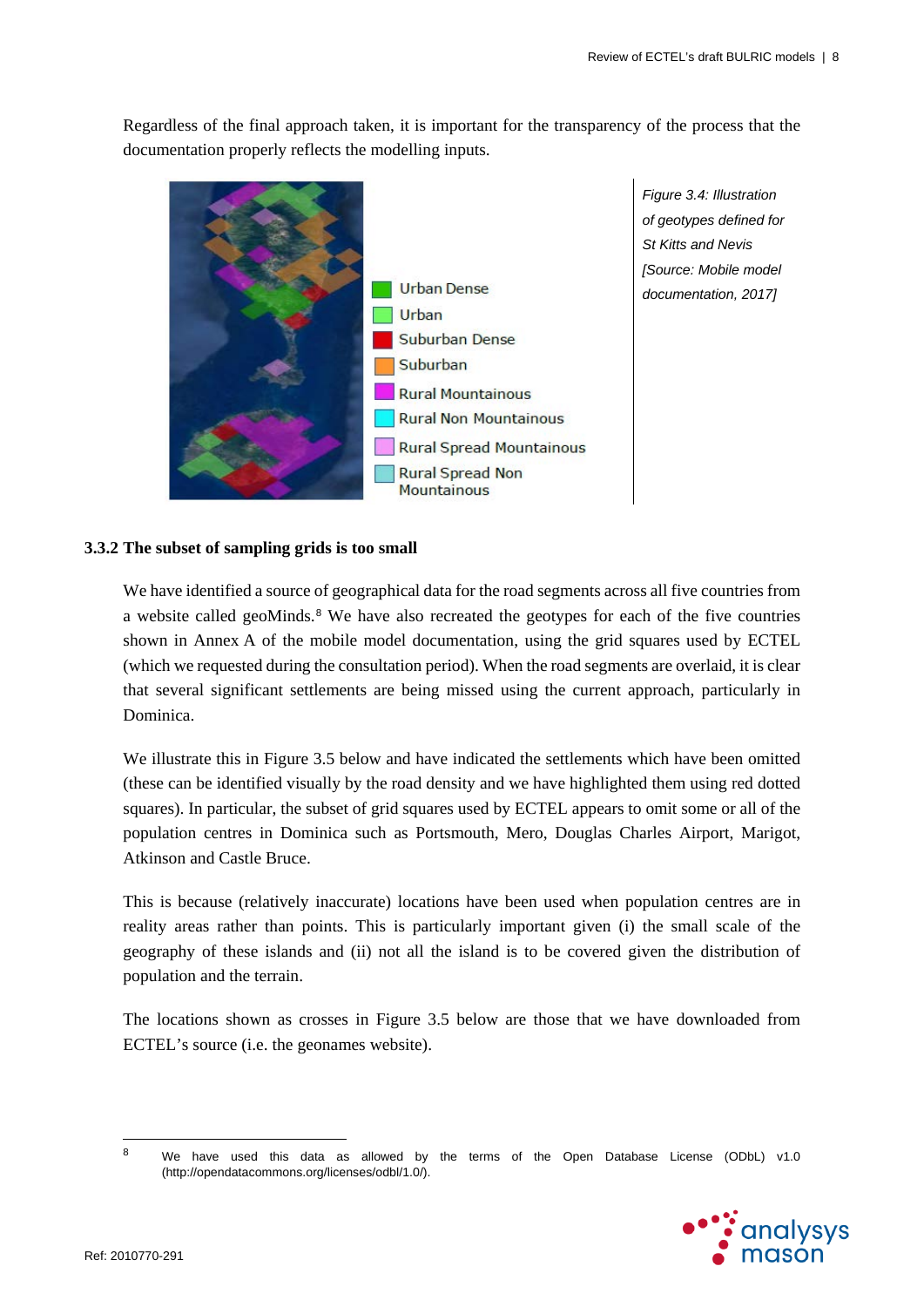Regardless of the final approach taken, it is important for the transparency of the process that the documentation properly reflects the modelling inputs.

*Figure 3.4: Illustration of geotypes defined for St Kitts and Nevis [Source: Mobile model documentation, 2017]*

### 3.3.2 The subset of sampling grids is too small

We have identified a source of geographical data for the road segments across all five countries from a website called geoMinds.[8] We have also recreated the geotypes for each of the five countries shown in Annex A of the mobile model documentation, using the grid squares used by ECTEL (which we requested during the consultation period). When the road segments are overlaid, it is clear that several significant settlements are being missed using the current approach, particularly in Dominica.

We illustrate this in Figure 3.5 below and have indicated the settlements which have been omitted (these can be identified visually by the road density and we have highlighted them using red dotted squares). In particular, the subset of grid squares used by ECTEL appears to omit some or all of the population centres in Dominica such as Portsmouth, Mero, Douglas Charles Airport, Marigot, Atkinson and Castle Bruce.

This is because (relatively inaccurate) locations have been used when population centres are in reality areas rather than points. This is particularly important given (i) the small scale of the geography of these islands and (ii) not all the island is to be covered given the distribution of population and the terrain.

The locations shown as crosses in Figure 3.5 below are those that we have downloaded from ECTEL's source (i.e. the geonames website).

[8] We have used this data as allowed by the terms of the Open Database License (ODbL) v1.0 (http://opendatacommons.org/licenses/odbl/1.0/).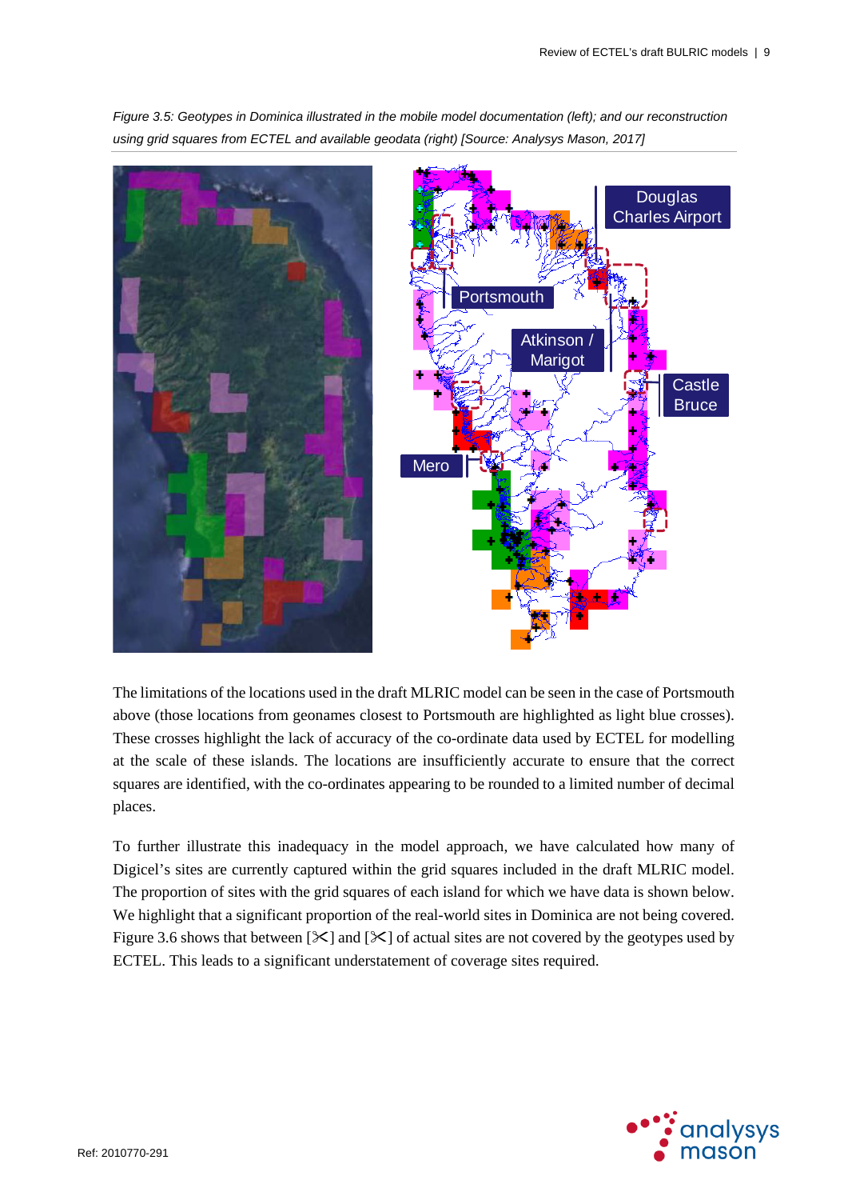*Figure 3.5: Geotypes in Dominica illustrated in the mobile model documentation (left); and our reconstruction using grid squares from ECTEL and available geodata (right) [Source: Analysys Mason, 2017]*

The limitations of the locations used in the draft MLRIC model can be seen in the case of Portsmouth above (those locations from geonames closest to Portsmouth are highlighted as light blue crosses). These crosses highlight the lack of accuracy of the co-ordinate data used by ECTEL for modelling at the scale of these islands. The locations are insufficiently accurate to ensure that the correct squares are identified, with the co-ordinates appearing to be rounded to a limited number of decimal places.

To further illustrate this inadequacy in the model approach, we have calculated how many of Digicel's sites are currently captured within the grid squares included in the draft MLRIC model. The proportion of sites with the grid squares of each island for which we have data is shown below. We highlight that a significant proportion of the real-world sites in Dominica are not being covered. Figure 3.6 shows that between [✂] and [✂] of actual sites are not covered by the geotypes used by ECTEL. This leads to a significant understatement of coverage sites required.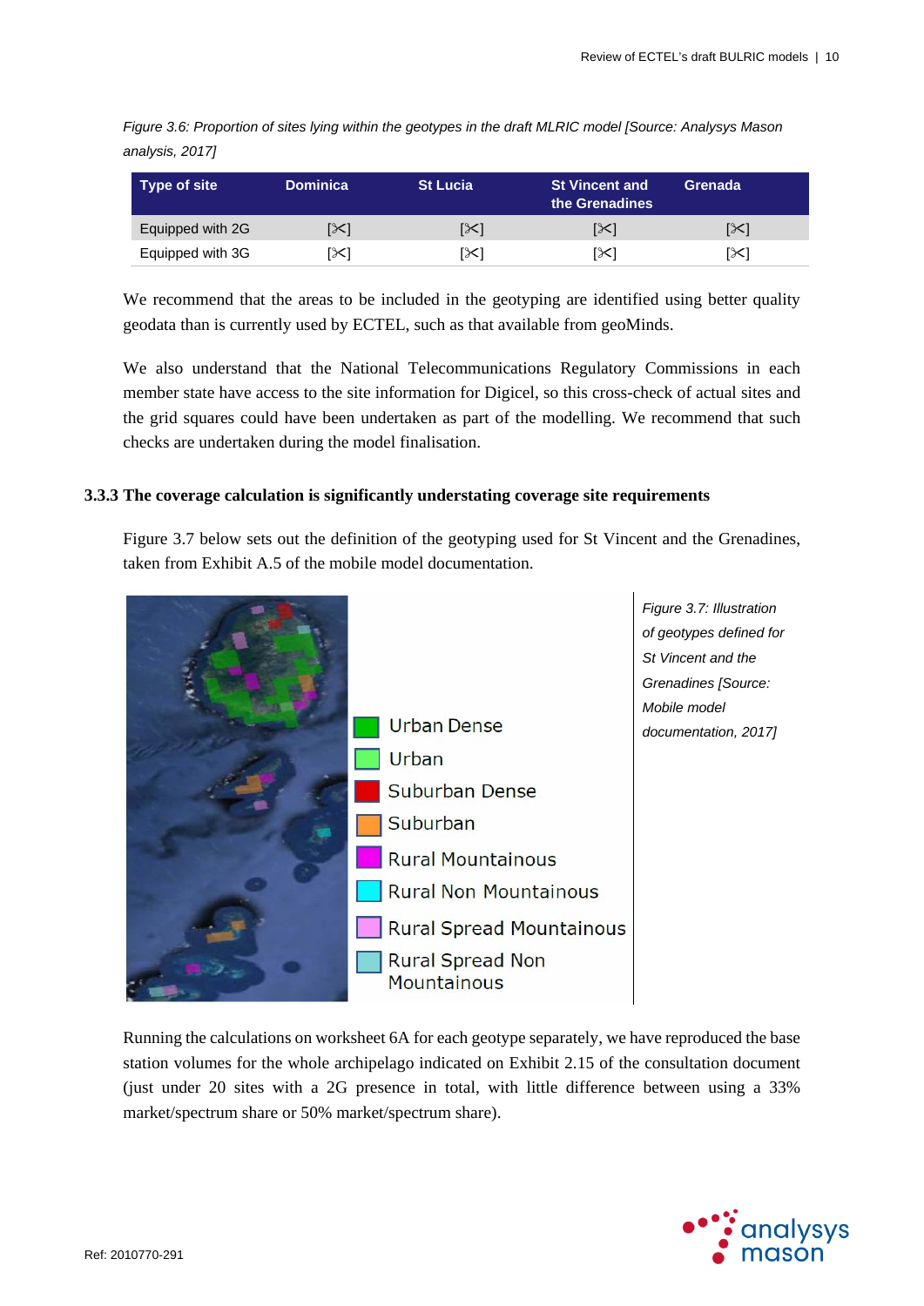*Figure 3.6: Proportion of sites lying within the geotypes in the draft MLRIC model [Source: Analysys Mason analysis, 2017]*

| Type of site | Dominica | St Lucia | St Vincent and the Grenadines | Grenada |
|---|---|---|---|---|
| Equipped with 2G | [✂] | [✂] | [✂] | [✂] |
| Equipped with 3G | [✂] | [✂] | [✂] | [✂] |

We recommend that the areas to be included in the geotyping are identified using better quality geodata than is currently used by ECTEL, such as that available from geoMinds.

We also understand that the National Telecommunications Regulatory Commissions in each member state have access to the site information for Digicel, so this cross-check of actual sites and the grid squares could have been undertaken as part of the modelling. We recommend that such checks are undertaken during the model finalisation.

### 3.3.3 The coverage calculation is significantly understating coverage site requirements

Figure 3.7 below sets out the definition of the geotyping used for St Vincent and the Grenadines, taken from Exhibit A.5 of the mobile model documentation.

Urban Dense
Urban
Suburban Dense
Suburban
Rural Mountainous
Rural Non Mountainous
Rural Spread Mountainous
Rural Spread Non Mountainous

*Figure 3.7: Illustration of geotypes defined for St Vincent and the Grenadines [Source: Mobile model documentation, 2017]*

Running the calculations on worksheet 6A for each geotype separately, we have reproduced the base station volumes for the whole archipelago indicated on Exhibit 2.15 of the consultation document (just under 20 sites with a 2G presence in total, with little difference between using a 33% market/spectrum share or 50% market/spectrum share).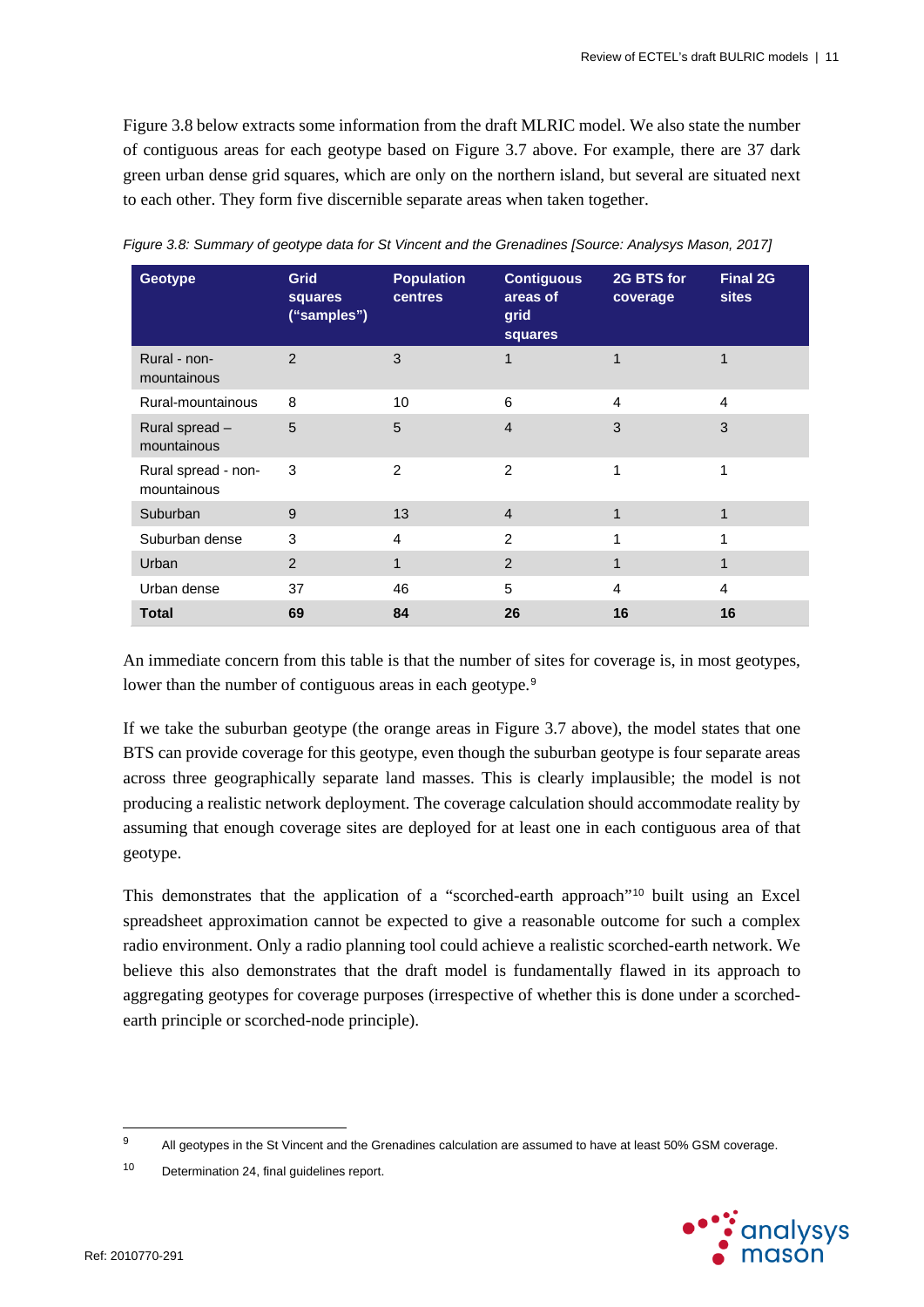Figure 3.8 below extracts some information from the draft MLRIC model. We also state the number of contiguous areas for each geotype based on Figure 3.7 above. For example, there are 37 dark green urban dense grid squares, which are only on the northern island, but several are situated next to each other. They form five discernible separate areas when taken together.

*Figure 3.8: Summary of geotype data for St Vincent and the Grenadines [Source: Analysys Mason, 2017]*

| Geotype | Grid squares ("samples") | Population centres | Contiguous areas of grid squares | 2G BTS for coverage | Final 2G sites |
|---|---|---|---|---|---|
| Rural - non-mountainous | 2 | 3 | 1 | 1 | 1 |
| Rural-mountainous | 8 | 10 | 6 | 4 | 4 |
| Rural spread – mountainous | 5 | 5 | 4 | 3 | 3 |
| Rural spread - non-mountainous | 3 | 2 | 2 | 1 | 1 |
| Suburban | 9 | 13 | 4 | 1 | 1 |
| Suburban dense | 3 | 4 | 2 | 1 | 1 |
| Urban | 2 | 1 | 2 | 1 | 1 |
| Urban dense | 37 | 46 | 5 | 4 | 4 |
| **Total** | **69** | **84** | **26** | **16** | **16** |

An immediate concern from this table is that the number of sites for coverage is, in most geotypes, lower than the number of contiguous areas in each geotype.[9]

If we take the suburban geotype (the orange areas in Figure 3.7 above), the model states that one BTS can provide coverage for this geotype, even though the suburban geotype is four separate areas across three geographically separate land masses. This is clearly implausible; the model is not producing a realistic network deployment. The coverage calculation should accommodate reality by assuming that enough coverage sites are deployed for at least one in each contiguous area of that geotype.

This demonstrates that the application of a "scorched-earth approach"[10] built using an Excel spreadsheet approximation cannot be expected to give a reasonable outcome for such a complex radio environment. Only a radio planning tool could achieve a realistic scorched-earth network. We believe this also demonstrates that the draft model is fundamentally flawed in its approach to aggregating geotypes for coverage purposes (irrespective of whether this is done under a scorched-earth principle or scorched-node principle).

[9] All geotypes in the St Vincent and the Grenadines calculation are assumed to have at least 50% GSM coverage.

[10] Determination 24, final guidelines report.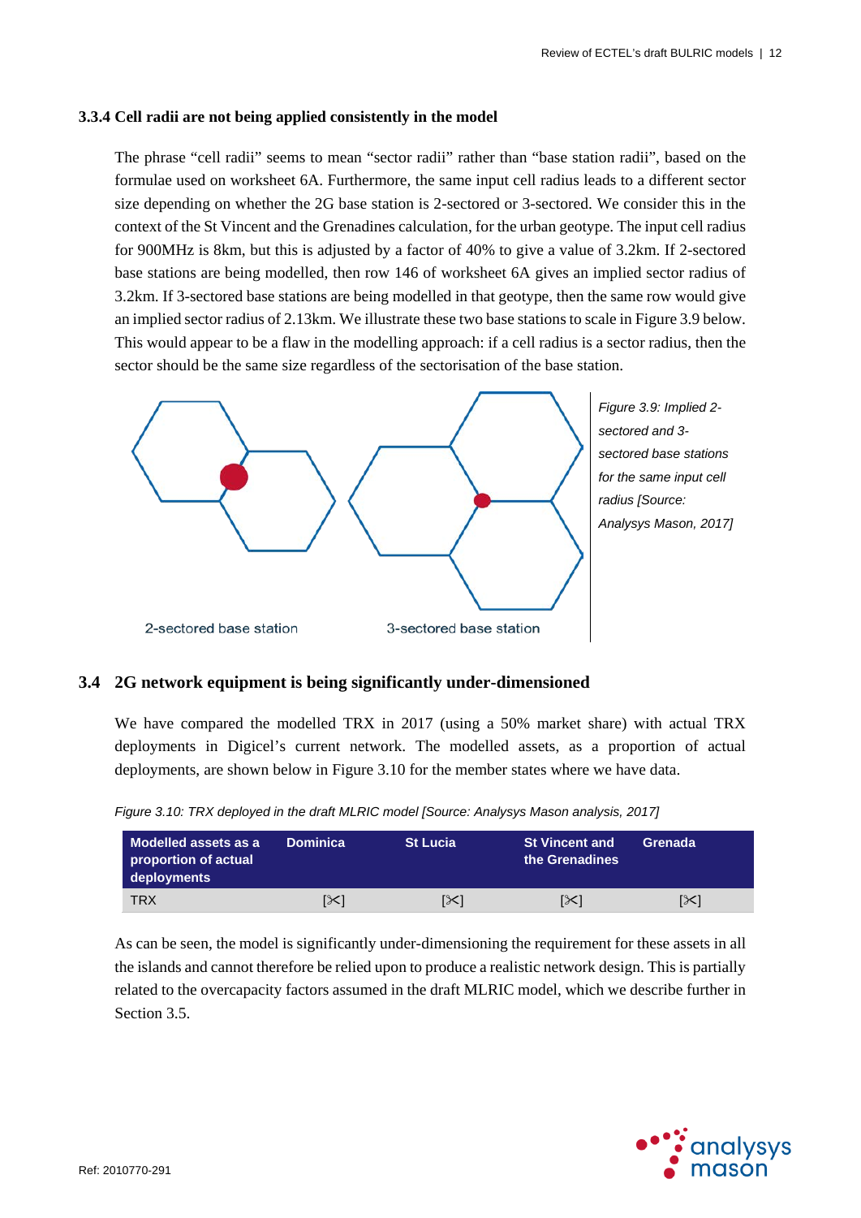### 3.3.4 Cell radii are not being applied consistently in the model

The phrase “cell radii” seems to mean “sector radii” rather than “base station radii”, based on the formulae used on worksheet 6A. Furthermore, the same input cell radius leads to a different sector size depending on whether the 2G base station is 2-sectored or 3-sectored. We consider this in the context of the St Vincent and the Grenadines calculation, for the urban geotype. The input cell radius for 900MHz is 8km, but this is adjusted by a factor of 40% to give a value of 3.2km. If 2-sectored base stations are being modelled, then row 146 of worksheet 6A gives an implied sector radius of 3.2km. If 3-sectored base stations are being modelled in that geotype, then the same row would give an implied sector radius of 2.13km. We illustrate these two base stations to scale in Figure 3.9 below. This would appear to be a flaw in the modelling approach: if a cell radius is a sector radius, then the sector should be the same size regardless of the sectorisation of the base station.

2-sectored base station

3-sectored base station

*Figure 3.9: Implied 2-sectored and 3-sectored base stations for the same input cell radius [Source: Analysys Mason, 2017]*

## 3.4 2G network equipment is being significantly under-dimensioned

We have compared the modelled TRX in 2017 (using a 50% market share) with actual TRX deployments in Digicel’s current network. The modelled assets, as a proportion of actual deployments, are shown below in Figure 3.10 for the member states where we have data.

*Figure 3.10: TRX deployed in the draft MLRIC model [Source: Analysys Mason analysis, 2017]*

| Modelled assets as a proportion of actual deployments | Dominica | St Lucia | St Vincent and the Grenadines | Grenada |
|---|---|---|---|---|
| TRX | [✂] | [✂] | [✂] | [✂] |

As can be seen, the model is significantly under-dimensioning the requirement for these assets in all the islands and cannot therefore be relied upon to produce a realistic network design. This is partially related to the overcapacity factors assumed in the draft MLRIC model, which we describe further in Section 3.5.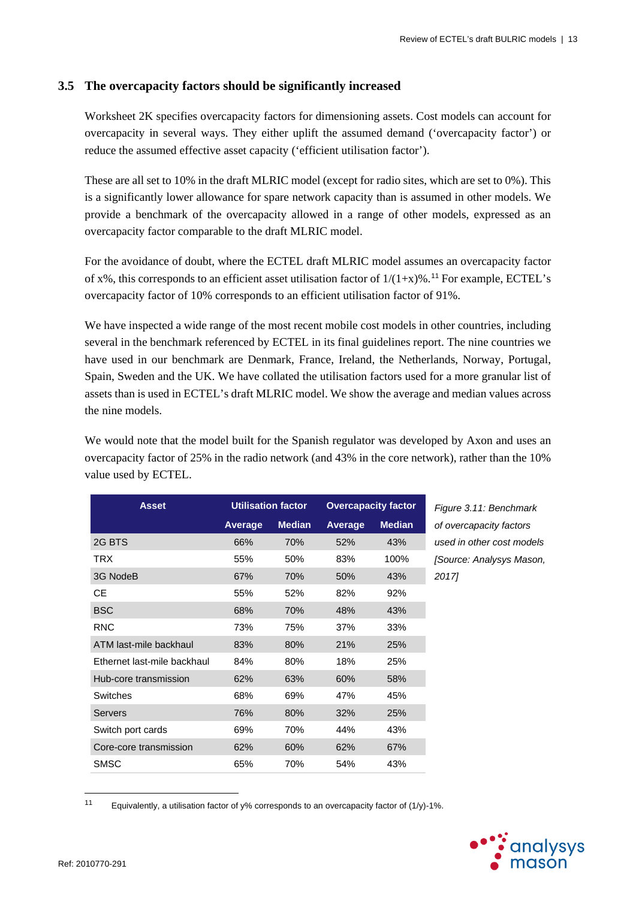## 3.5 The overcapacity factors should be significantly increased

Worksheet 2K specifies overcapacity factors for dimensioning assets. Cost models can account for overcapacity in several ways. They either uplift the assumed demand ('overcapacity factor') or reduce the assumed effective asset capacity ('efficient utilisation factor').

These are all set to 10% in the draft MLRIC model (except for radio sites, which are set to 0%). This is a significantly lower allowance for spare network capacity than is assumed in other models. We provide a benchmark of the overcapacity allowed in a range of other models, expressed as an overcapacity factor comparable to the draft MLRIC model.

For the avoidance of doubt, where the ECTEL draft MLRIC model assumes an overcapacity factor of x%, this corresponds to an efficient asset utilisation factor of 1/(1+x)%.[11] For example, ECTEL's overcapacity factor of 10% corresponds to an efficient utilisation factor of 91%.

We have inspected a wide range of the most recent mobile cost models in other countries, including several in the benchmark referenced by ECTEL in its final guidelines report. The nine countries we have used in our benchmark are Denmark, France, Ireland, the Netherlands, Norway, Portugal, Spain, Sweden and the UK. We have collated the utilisation factors used for a more granular list of assets than is used in ECTEL's draft MLRIC model. We show the average and median values across the nine models.

We would note that the model built for the Spanish regulator was developed by Axon and uses an overcapacity factor of 25% in the radio network (and 43% in the core network), rather than the 10% value used by ECTEL.

| Asset | Utilisation factor | | Overcapacity factor | |
|---|---|---|---|---|
| | Average | Median | Average | Median |
| 2G BTS | 66% | 70% | 52% | 43% |
| TRX | 55% | 50% | 83% | 100% |
| 3G NodeB | 67% | 70% | 50% | 43% |
| CE | 55% | 52% | 82% | 92% |
| BSC | 68% | 70% | 48% | 43% |
| RNC | 73% | 75% | 37% | 33% |
| ATM last-mile backhaul | 83% | 80% | 21% | 25% |
| Ethernet last-mile backhaul | 84% | 80% | 18% | 25% |
| Hub-core transmission | 62% | 63% | 60% | 58% |
| Switches | 68% | 69% | 47% | 45% |
| Servers | 76% | 80% | 32% | 25% |
| Switch port cards | 69% | 70% | 44% | 43% |
| Core-core transmission | 62% | 60% | 62% | 67% |
| SMSC | 65% | 70% | 54% | 43% |

*Figure 3.11: Benchmark of overcapacity factors used in other cost models [Source: Analysys Mason, 2017]*

[11] Equivalently, a utilisation factor of y% corresponds to an overcapacity factor of (1/y)-1%.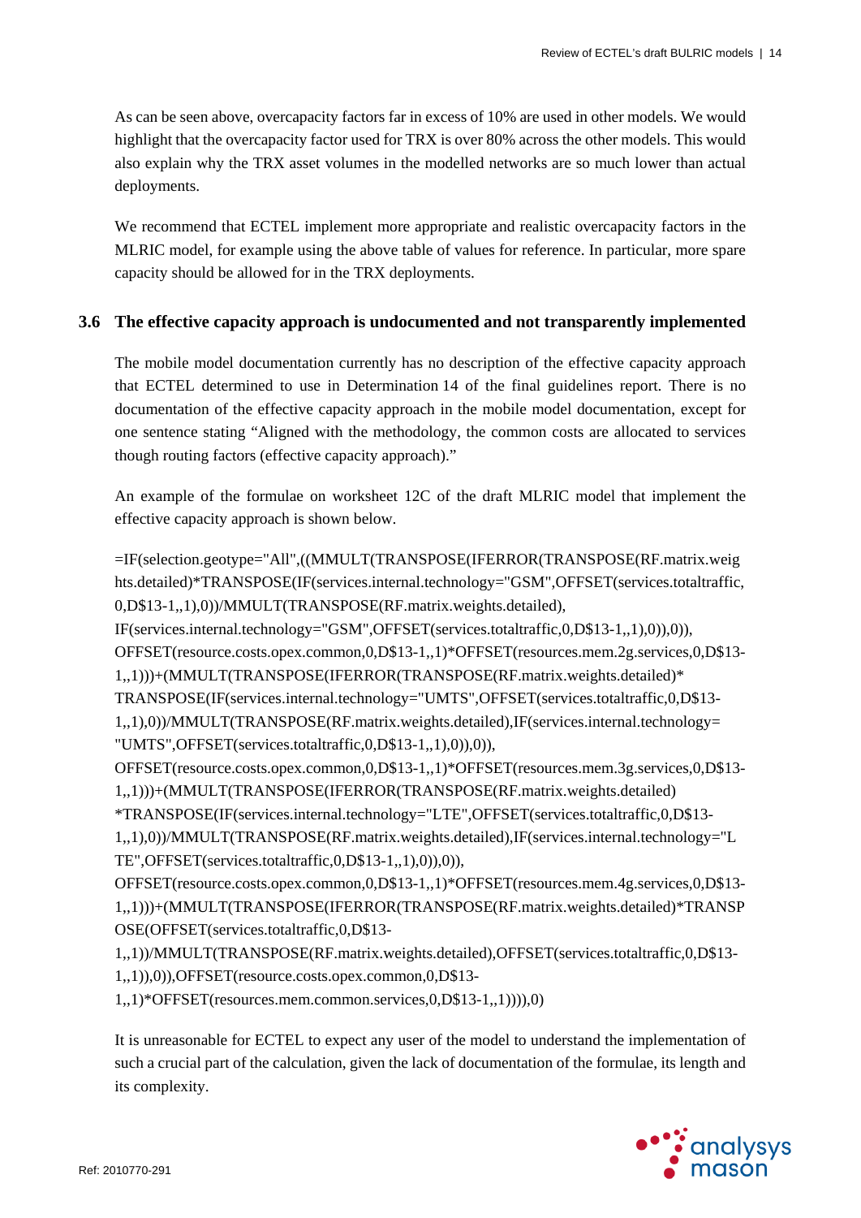As can be seen above, overcapacity factors far in excess of 10% are used in other models. We would highlight that the overcapacity factor used for TRX is over 80% across the other models. This would also explain why the TRX asset volumes in the modelled networks are so much lower than actual deployments.

We recommend that ECTEL implement more appropriate and realistic overcapacity factors in the MLRIC model, for example using the above table of values for reference. In particular, more spare capacity should be allowed for in the TRX deployments.

### 3.6 The effective capacity approach is undocumented and not transparently implemented

The mobile model documentation currently has no description of the effective capacity approach that ECTEL determined to use in Determination 14 of the final guidelines report. There is no documentation of the effective capacity approach in the mobile model documentation, except for one sentence stating "Aligned with the methodology, the common costs are allocated to services though routing factors (effective capacity approach)."

An example of the formulae on worksheet 12C of the draft MLRIC model that implement the effective capacity approach is shown below.

```
=IF(selection.geotype="All",((MMULT(TRANSPOSE(IFERROR(TRANSPOSE(RF.matrix.weights.detailed)*TRANSPOSE(IF(services.internal.technology="GSM",OFFSET(services.totaltraffic,0,D$13-1,,1),0))/MMULT(TRANSPOSE(RF.matrix.weights.detailed),
IF(services.internal.technology="GSM",OFFSET(services.totaltraffic,0,D$13-1,,1),0)),0)),
OFFSET(resource.costs.opex.common,0,D$13-1,,1)*OFFSET(resources.mem.2g.services,0,D$13-1,,1)))+(MMULT(TRANSPOSE(IFERROR(TRANSPOSE(RF.matrix.weights.detailed)*
TRANSPOSE(IF(services.internal.technology="UMTS",OFFSET(services.totaltraffic,0,D$13-1,,1),0))/MMULT(TRANSPOSE(RF.matrix.weights.detailed),IF(services.internal.technology=
"UMTS",OFFSET(services.totaltraffic,0,D$13-1,,1),0)),0)),
OFFSET(resource.costs.opex.common,0,D$13-1,,1)*OFFSET(resources.mem.3g.services,0,D$13-1,,1)))+(MMULT(TRANSPOSE(IFERROR(TRANSPOSE(RF.matrix.weights.detailed)
*TRANSPOSE(IF(services.internal.technology="LTE",OFFSET(services.totaltraffic,0,D$13-1,,1),0))/MMULT(TRANSPOSE(RF.matrix.weights.detailed),IF(services.internal.technology="LTE",OFFSET(services.totaltraffic,0,D$13-1,,1),0)),0)),
OFFSET(resource.costs.opex.common,0,D$13-1,,1)*OFFSET(resources.mem.4g.services,0,D$13-1,,1)))+(MMULT(TRANSPOSE(IFERROR(TRANSPOSE(RF.matrix.weights.detailed)*TRANSPOSE(OFFSET(services.totaltraffic,0,D$13-
1,,1))/MMULT(TRANSPOSE(RF.matrix.weights.detailed),OFFSET(services.totaltraffic,0,D$13-
1,,1)),0)),OFFSET(resource.costs.opex.common,0,D$13-
1,,1)*OFFSET(resources.mem.common.services,0,D$13-1,,1)))),0)
```

It is unreasonable for ECTEL to expect any user of the model to understand the implementation of such a crucial part of the calculation, given the lack of documentation of the formulae, its length and its complexity.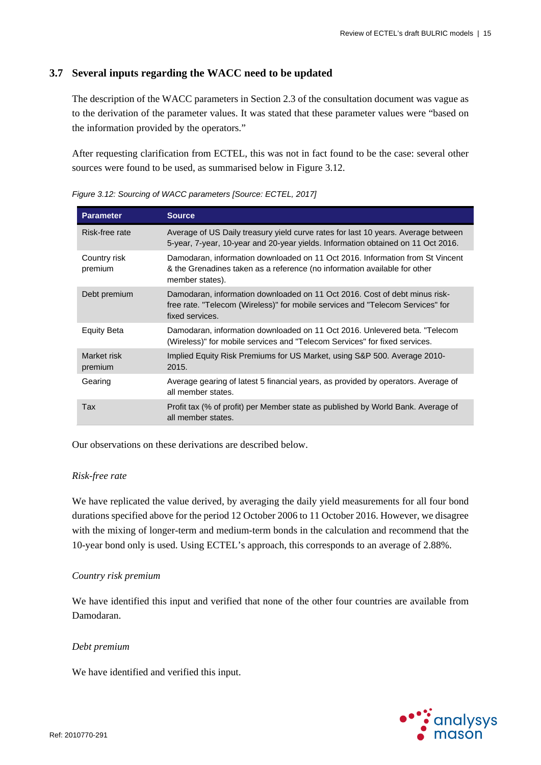### 3.7 Several inputs regarding the WACC need to be updated

The description of the WACC parameters in Section 2.3 of the consultation document was vague as to the derivation of the parameter values. It was stated that these parameter values were "based on the information provided by the operators."

After requesting clarification from ECTEL, this was not in fact found to be the case: several other sources were found to be used, as summarised below in Figure 3.12.

*Figure 3.12: Sourcing of WACC parameters [Source: ECTEL, 2017]*

| Parameter | Source |
|---|---|
| Risk-free rate | Average of US Daily treasury yield curve rates for last 10 years. Average between 5-year, 7-year, 10-year and 20-year yields. Information obtained on 11 Oct 2016. |
| Country risk premium | Damodaran, information downloaded on 11 Oct 2016. Information from St Vincent & the Grenadines taken as a reference (no information available for other member states). |
| Debt premium | Damodaran, information downloaded on 11 Oct 2016. Cost of debt minus risk-free rate. "Telecom (Wireless)" for mobile services and "Telecom Services" for fixed services. |
| Equity Beta | Damodaran, information downloaded on 11 Oct 2016. Unlevered beta. "Telecom (Wireless)" for mobile services and "Telecom Services" for fixed services. |
| Market risk premium | Implied Equity Risk Premiums for US Market, using S&P 500. Average 2010-2015. |
| Gearing | Average gearing of latest 5 financial years, as provided by operators. Average of all member states. |
| Tax | Profit tax (% of profit) per Member state as published by World Bank. Average of all member states. |

Our observations on these derivations are described below.

*Risk-free rate*

We have replicated the value derived, by averaging the daily yield measurements for all four bond durations specified above for the period 12 October 2006 to 11 October 2016. However, we disagree with the mixing of longer-term and medium-term bonds in the calculation and recommend that the 10-year bond only is used. Using ECTEL's approach, this corresponds to an average of 2.88%.

*Country risk premium*

We have identified this input and verified that none of the other four countries are available from Damodaran.

*Debt premium*

We have identified and verified this input.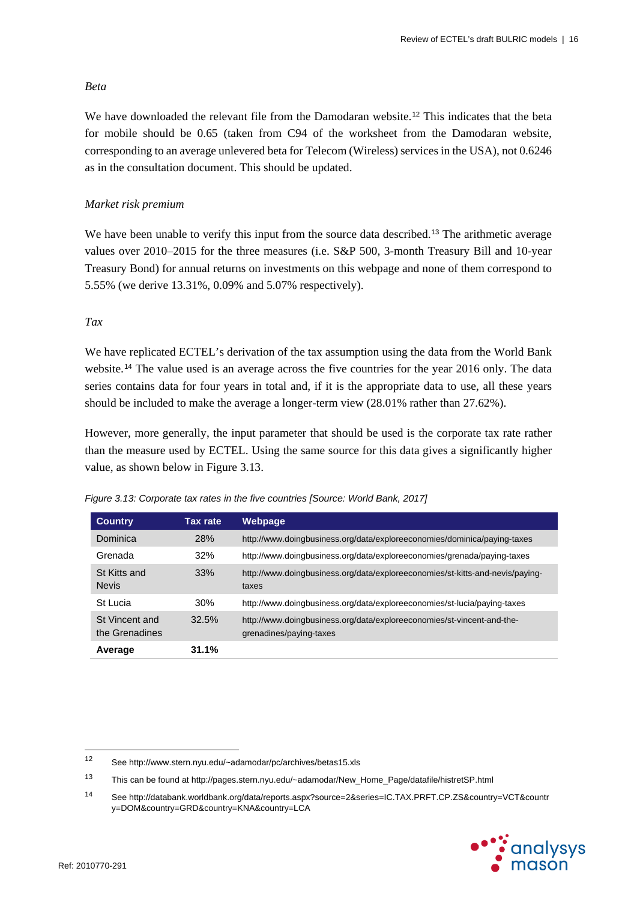*Beta*

We have downloaded the relevant file from the Damodaran website.[12] This indicates that the beta for mobile should be 0.65 (taken from C94 of the worksheet from the Damodaran website, corresponding to an average unlevered beta for Telecom (Wireless) services in the USA), not 0.6246 as in the consultation document. This should be updated.

*Market risk premium*

We have been unable to verify this input from the source data described.[13] The arithmetic average values over 2010–2015 for the three measures (i.e. S&P 500, 3-month Treasury Bill and 10-year Treasury Bond) for annual returns on investments on this webpage and none of them correspond to 5.55% (we derive 13.31%, 0.09% and 5.07% respectively).

*Tax*

We have replicated ECTEL's derivation of the tax assumption using the data from the World Bank website.[14] The value used is an average across the five countries for the year 2016 only. The data series contains data for four years in total and, if it is the appropriate data to use, all these years should be included to make the average a longer-term view (28.01% rather than 27.62%).

However, more generally, the input parameter that should be used is the corporate tax rate rather than the measure used by ECTEL. Using the same source for this data gives a significantly higher value, as shown below in Figure 3.13.

*Figure 3.13: Corporate tax rates in the five countries [Source: World Bank, 2017]*

| Country | Tax rate | Webpage |
|---|---|---|
| Dominica | 28% | http://www.doingbusiness.org/data/exploreeconomies/dominica/paying-taxes |
| Grenada | 32% | http://www.doingbusiness.org/data/exploreeconomies/grenada/paying-taxes |
| St Kitts and Nevis | 33% | http://www.doingbusiness.org/data/exploreeconomies/st-kitts-and-nevis/paying-taxes |
| St Lucia | 30% | http://www.doingbusiness.org/data/exploreeconomies/st-lucia/paying-taxes |
| St Vincent and the Grenadines | 32.5% | http://www.doingbusiness.org/data/exploreeconomies/st-vincent-and-the-grenadines/paying-taxes |
| **Average** | **31.1%** | |

---

[12] See http://www.stern.nyu.edu/~adamodar/pc/archives/betas15.xls

[13] This can be found at http://pages.stern.nyu.edu/~adamodar/New_Home_Page/datafile/histretSP.html

[14] See http://databank.worldbank.org/data/reports.aspx?source=2&series=IC.TAX.PRFT.CP.ZS&country=VCT&country=DOM&country=GRD&country=KNA&country=LCA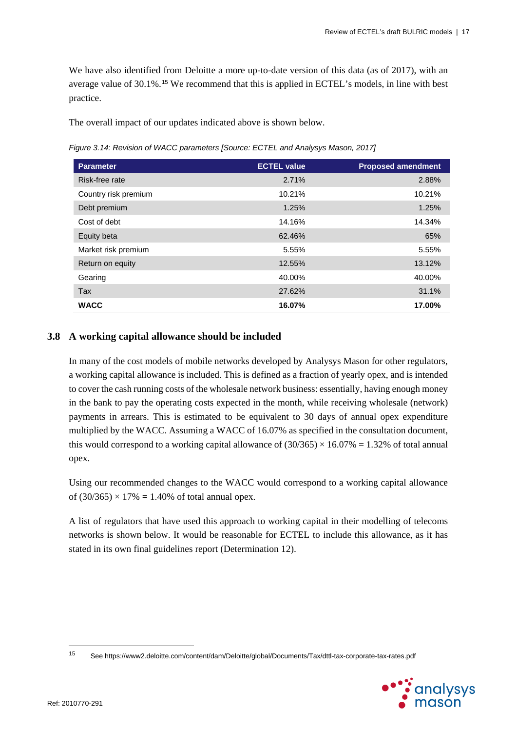We have also identified from Deloitte a more up-to-date version of this data (as of 2017), with an average value of 30.1%.[15] We recommend that this is applied in ECTEL's models, in line with best practice.

The overall impact of our updates indicated above is shown below.

*Figure 3.14: Revision of WACC parameters [Source: ECTEL and Analysys Mason, 2017]*

| Parameter | ECTEL value | Proposed amendment |
|---|---|---|
| Risk-free rate | 2.71% | 2.88% |
| Country risk premium | 10.21% | 10.21% |
| Debt premium | 1.25% | 1.25% |
| Cost of debt | 14.16% | 14.34% |
| Equity beta | 62.46% | 65% |
| Market risk premium | 5.55% | 5.55% |
| Return on equity | 12.55% | 13.12% |
| Gearing | 40.00% | 40.00% |
| Tax | 27.62% | 31.1% |
| **WACC** | **16.07%** | **17.00%** |

## 3.8 A working capital allowance should be included

In many of the cost models of mobile networks developed by Analysys Mason for other regulators, a working capital allowance is included. This is defined as a fraction of yearly opex, and is intended to cover the cash running costs of the wholesale network business: essentially, having enough money in the bank to pay the operating costs expected in the month, while receiving wholesale (network) payments in arrears. This is estimated to be equivalent to 30 days of annual opex expenditure multiplied by the WACC. Assuming a WACC of 16.07% as specified in the consultation document, this would correspond to a working capital allowance of $(30/365) \times 16.07\% = 1.32\%$ of total annual opex.

Using our recommended changes to the WACC would correspond to a working capital allowance of $(30/365) \times 17\% = 1.40\%$ of total annual opex.

A list of regulators that have used this approach to working capital in their modelling of telecoms networks is shown below. It would be reasonable for ECTEL to include this allowance, as it has stated in its own final guidelines report (Determination 12).

[15] See https://www2.deloitte.com/content/dam/Deloitte/global/Documents/Tax/dttl-tax-corporate-tax-rates.pdf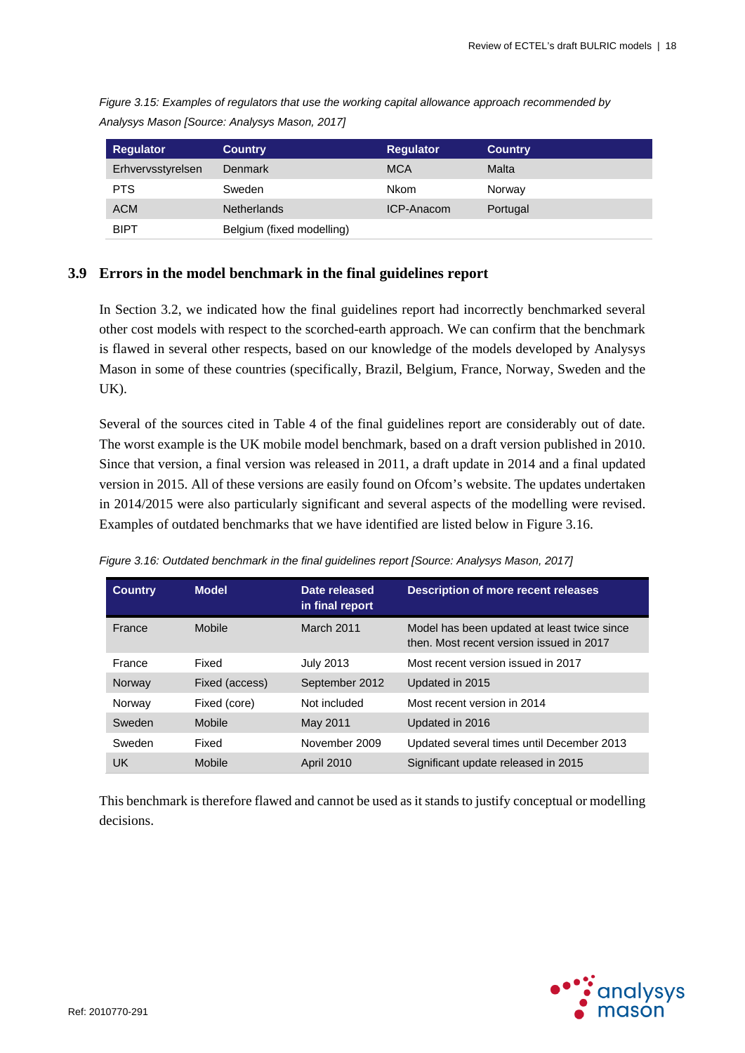*Figure 3.15: Examples of regulators that use the working capital allowance approach recommended by Analysys Mason [Source: Analysys Mason, 2017]*

| Regulator | Country | Regulator | Country |
|---|---|---|---|
| Erhvervsstyrelsen | Denmark | MCA | Malta |
| PTS | Sweden | Nkom | Norway |
| ACM | Netherlands | ICP-Anacom | Portugal |
| BIPT | Belgium (fixed modelling) | | |

## 3.9 Errors in the model benchmark in the final guidelines report

In Section 3.2, we indicated how the final guidelines report had incorrectly benchmarked several other cost models with respect to the scorched-earth approach. We can confirm that the benchmark is flawed in several other respects, based on our knowledge of the models developed by Analysys Mason in some of these countries (specifically, Brazil, Belgium, France, Norway, Sweden and the UK).

Several of the sources cited in Table 4 of the final guidelines report are considerably out of date. The worst example is the UK mobile model benchmark, based on a draft version published in 2010. Since that version, a final version was released in 2011, a draft update in 2014 and a final updated version in 2015. All of these versions are easily found on Ofcom's website. The updates undertaken in 2014/2015 were also particularly significant and several aspects of the modelling were revised. Examples of outdated benchmarks that we have identified are listed below in Figure 3.16.

*Figure 3.16: Outdated benchmark in the final guidelines report [Source: Analysys Mason, 2017]*

| Country | Model | Date released in final report | Description of more recent releases |
|---|---|---|---|
| France | Mobile | March 2011 | Model has been updated at least twice since then. Most recent version issued in 2017 |
| France | Fixed | July 2013 | Most recent version issued in 2017 |
| Norway | Fixed (access) | September 2012 | Updated in 2015 |
| Norway | Fixed (core) | Not included | Most recent version in 2014 |
| Sweden | Mobile | May 2011 | Updated in 2016 |
| Sweden | Fixed | November 2009 | Updated several times until December 2013 |
| UK | Mobile | April 2010 | Significant update released in 2015 |

This benchmark is therefore flawed and cannot be used as it stands to justify conceptual or modelling decisions.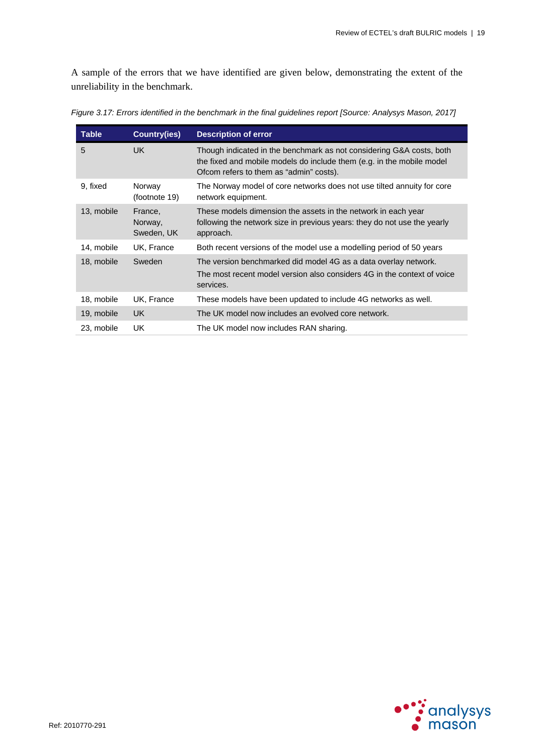A sample of the errors that we have identified are given below, demonstrating the extent of the unreliability in the benchmark.

*Figure 3.17: Errors identified in the benchmark in the final guidelines report [Source: Analysys Mason, 2017]*

| Table | Country(ies) | Description of error |
|---|---|---|
| 5 | UK | Though indicated in the benchmark as not considering G&A costs, both the fixed and mobile models do include them (e.g. in the mobile model Ofcom refers to them as "admin" costs). |
| 9, fixed | Norway (footnote 19) | The Norway model of core networks does not use tilted annuity for core network equipment. |
| 13, mobile | France, Norway, Sweden, UK | These models dimension the assets in the network in each year following the network size in previous years: they do not use the yearly approach. |
| 14, mobile | UK, France | Both recent versions of the model use a modelling period of 50 years |
| 18, mobile | Sweden | The version benchmarked did model 4G as a data overlay network. The most recent model version also considers 4G in the context of voice services. |
| 18, mobile | UK, France | These models have been updated to include 4G networks as well. |
| 19, mobile | UK | The UK model now includes an evolved core network. |
| 23, mobile | UK | The UK model now includes RAN sharing. |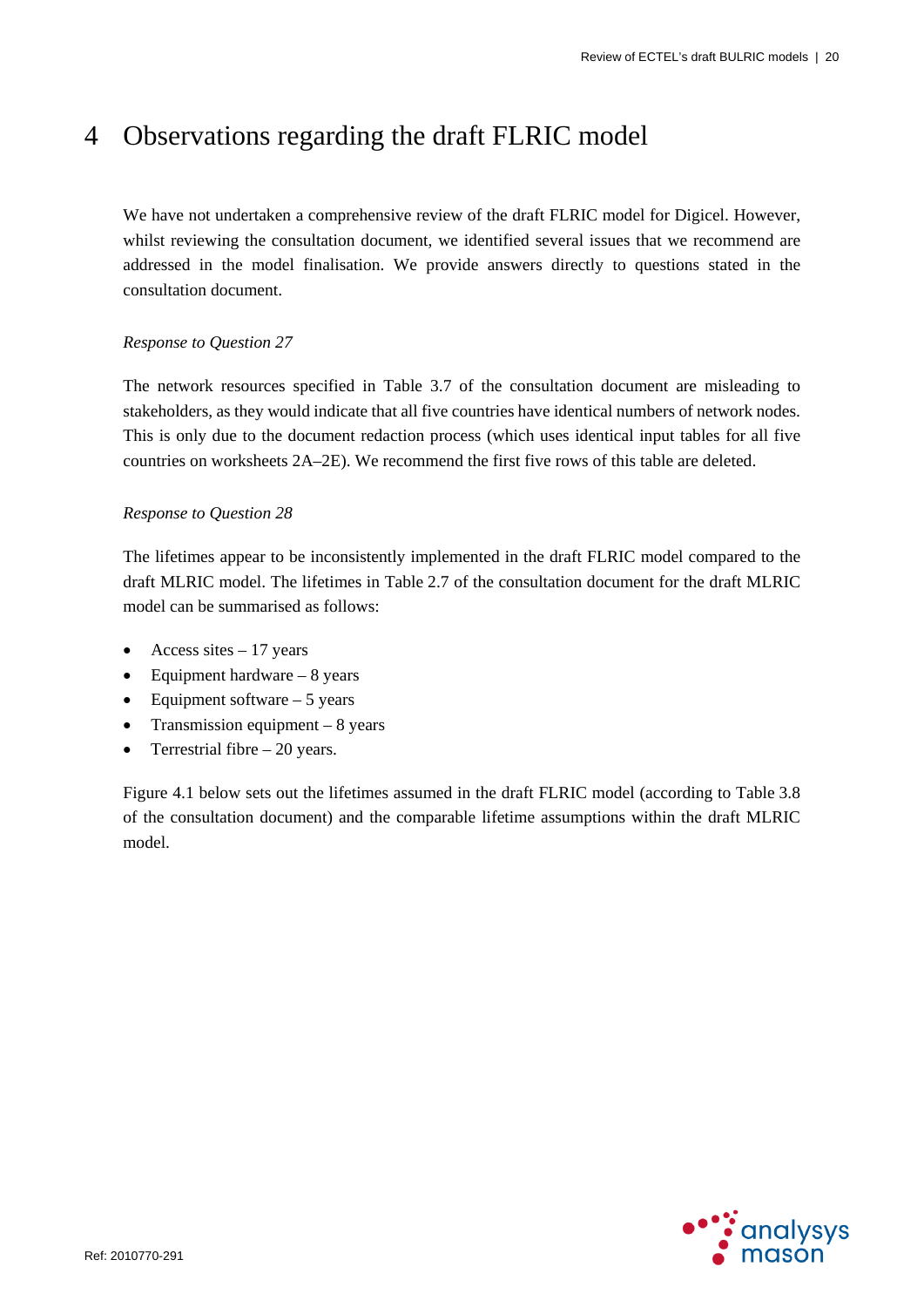# 4 Observations regarding the draft FLRIC model

We have not undertaken a comprehensive review of the draft FLRIC model for Digicel. However, whilst reviewing the consultation document, we identified several issues that we recommend are addressed in the model finalisation. We provide answers directly to questions stated in the consultation document.

*Response to Question 27*

The network resources specified in Table 3.7 of the consultation document are misleading to stakeholders, as they would indicate that all five countries have identical numbers of network nodes. This is only due to the document redaction process (which uses identical input tables for all five countries on worksheets 2A–2E). We recommend the first five rows of this table are deleted.

*Response to Question 28*

The lifetimes appear to be inconsistently implemented in the draft FLRIC model compared to the draft MLRIC model. The lifetimes in Table 2.7 of the consultation document for the draft MLRIC model can be summarised as follows:

- Access sites – 17 years
- Equipment hardware – 8 years
- Equipment software – 5 years
- Transmission equipment – 8 years
- Terrestrial fibre – 20 years.

Figure 4.1 below sets out the lifetimes assumed in the draft FLRIC model (according to Table 3.8 of the consultation document) and the comparable lifetime assumptions within the draft MLRIC model.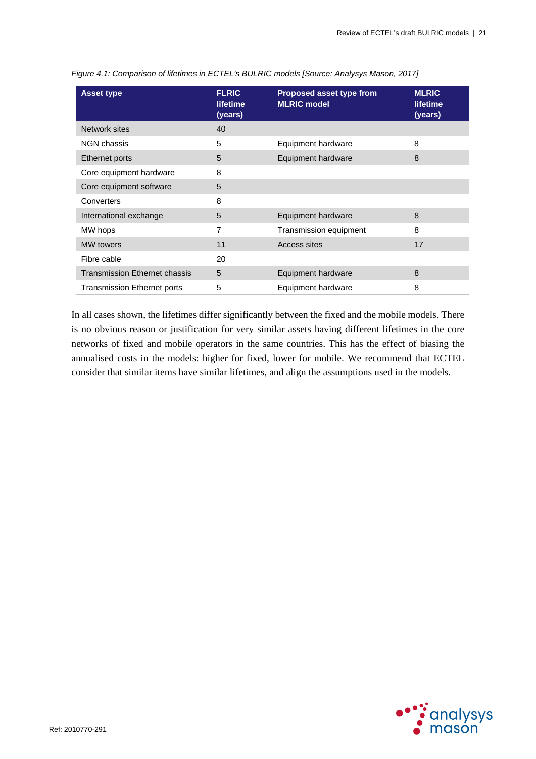*Figure 4.1: Comparison of lifetimes in ECTEL's BULRIC models [Source: Analysys Mason, 2017]*

| Asset type | FLRIC lifetime (years) | Proposed asset type from MLRIC model | MLRIC lifetime (years) |
|---|---|---|---|
| Network sites | 40 | | |
| NGN chassis | 5 | Equipment hardware | 8 |
| Ethernet ports | 5 | Equipment hardware | 8 |
| Core equipment hardware | 8 | | |
| Core equipment software | 5 | | |
| Converters | 8 | | |
| International exchange | 5 | Equipment hardware | 8 |
| MW hops | 7 | Transmission equipment | 8 |
| MW towers | 11 | Access sites | 17 |
| Fibre cable | 20 | | |
| Transmission Ethernet chassis | 5 | Equipment hardware | 8 |
| Transmission Ethernet ports | 5 | Equipment hardware | 8 |

In all cases shown, the lifetimes differ significantly between the fixed and the mobile models. There is no obvious reason or justification for very similar assets having different lifetimes in the core networks of fixed and mobile operators in the same countries. This has the effect of biasing the annualised costs in the models: higher for fixed, lower for mobile. We recommend that ECTEL consider that similar items have similar lifetimes, and align the assumptions used in the models.

Ref: 2010770-291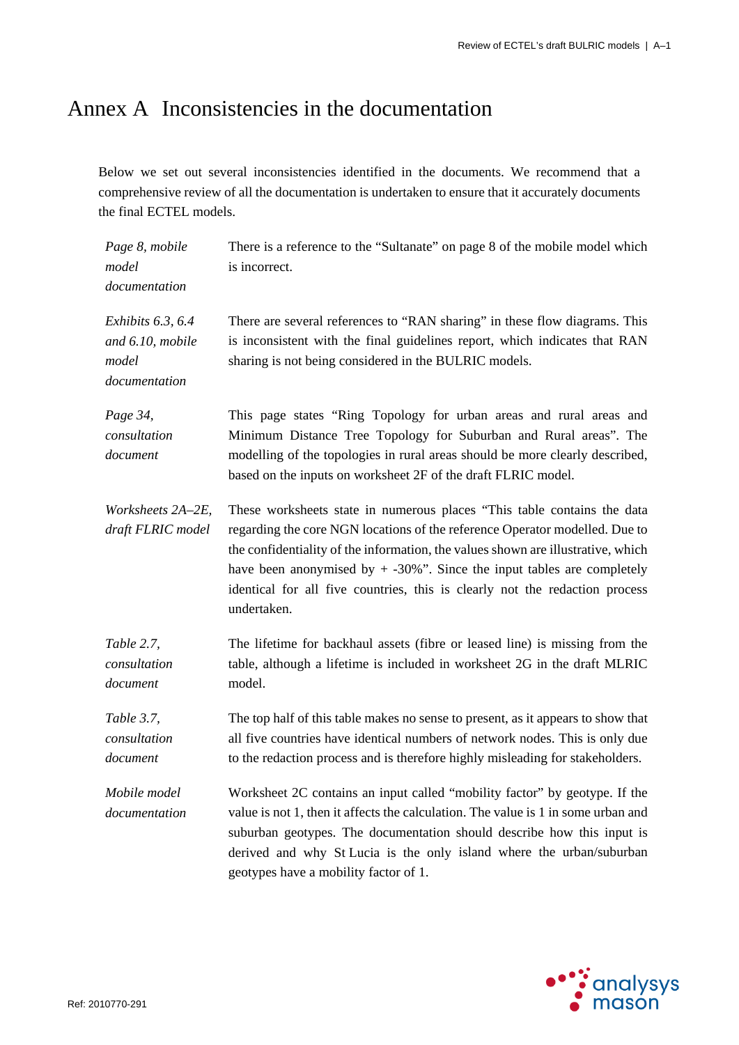# Annex A Inconsistencies in the documentation

Below we set out several inconsistencies identified in the documents. We recommend that a comprehensive review of all the documentation is undertaken to ensure that it accurately documents the final ECTEL models.

| | |
|---|---|
| *Page 8, mobile model documentation* | There is a reference to the "Sultanate" on page 8 of the mobile model which is incorrect. |
| *Exhibits 6.3, 6.4 and 6.10, mobile model documentation* | There are several references to "RAN sharing" in these flow diagrams. This is inconsistent with the final guidelines report, which indicates that RAN sharing is not being considered in the BULRIC models. |
| *Page 34, consultation document* | This page states "Ring Topology for urban areas and rural areas and Minimum Distance Tree Topology for Suburban and Rural areas". The modelling of the topologies in rural areas should be more clearly described, based on the inputs on worksheet 2F of the draft FLRIC model. |
| *Worksheets 2A–2E, draft FLRIC model* | These worksheets state in numerous places "This table contains the data regarding the core NGN locations of the reference Operator modelled. Due to the confidentiality of the information, the values shown are illustrative, which have been anonymised by + -30%". Since the input tables are completely identical for all five countries, this is clearly not the redaction process undertaken. |
| *Table 2.7, consultation document* | The lifetime for backhaul assets (fibre or leased line) is missing from the table, although a lifetime is included in worksheet 2G in the draft MLRIC model. |
| *Table 3.7, consultation document* | The top half of this table makes no sense to present, as it appears to show that all five countries have identical numbers of network nodes. This is only due to the redaction process and is therefore highly misleading for stakeholders. |
| *Mobile model documentation* | Worksheet 2C contains an input called "mobility factor" by geotype. If the value is not 1, then it affects the calculation. The value is 1 in some urban and suburban geotypes. The documentation should describe how this input is derived and why St Lucia is the only island where the urban/suburban geotypes have a mobility factor of 1. |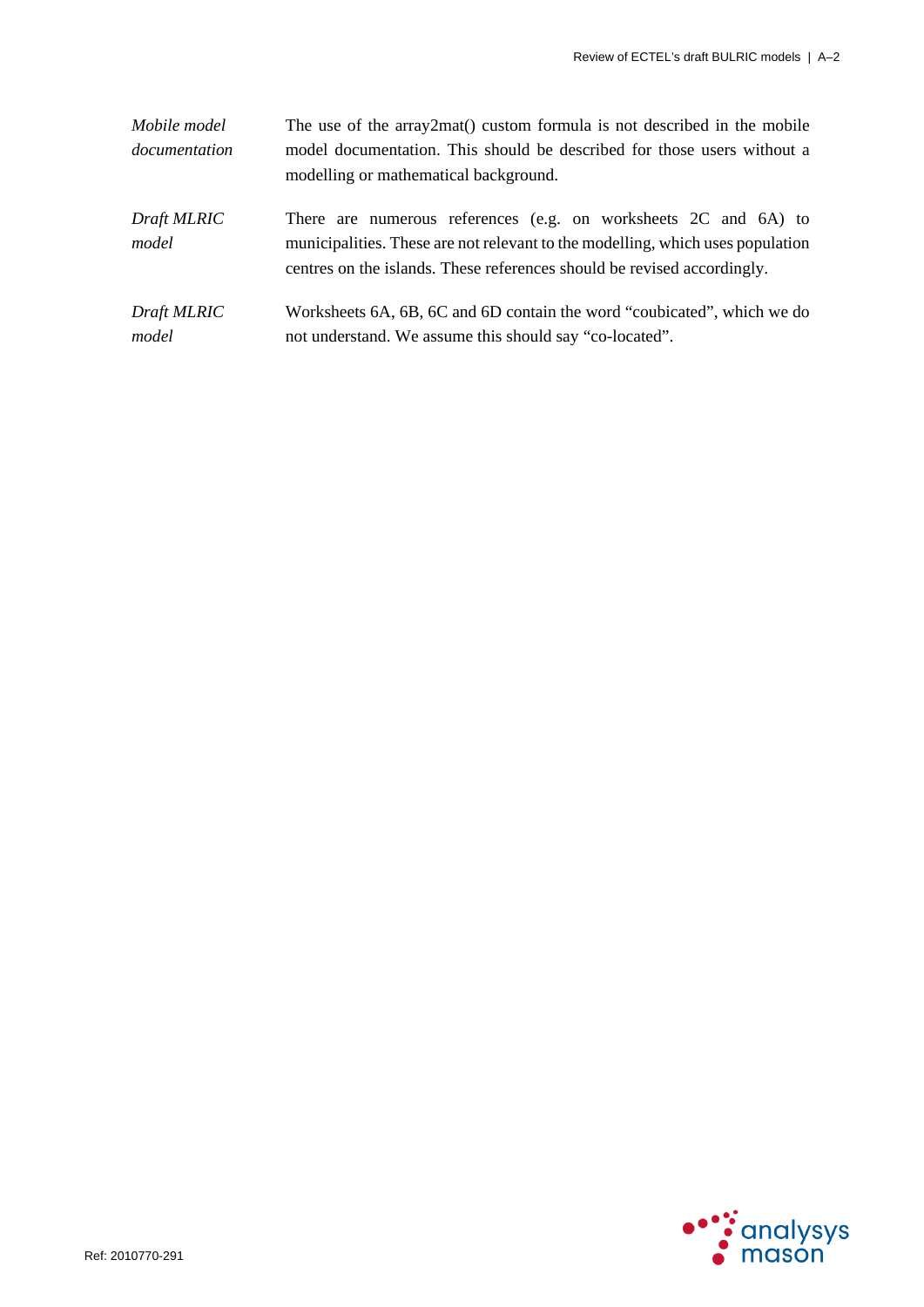| | |
|---|---|
| *Mobile model documentation* | The use of the array2mat() custom formula is not described in the mobile model documentation. This should be described for those users without a modelling or mathematical background. |
| *Draft MLRIC model* | There are numerous references (e.g. on worksheets 2C and 6A) to municipalities. These are not relevant to the modelling, which uses population centres on the islands. These references should be revised accordingly. |
| *Draft MLRIC model* | Worksheets 6A, 6B, 6C and 6D contain the word "coubicated", which we do not understand. We assume this should say "co-located". |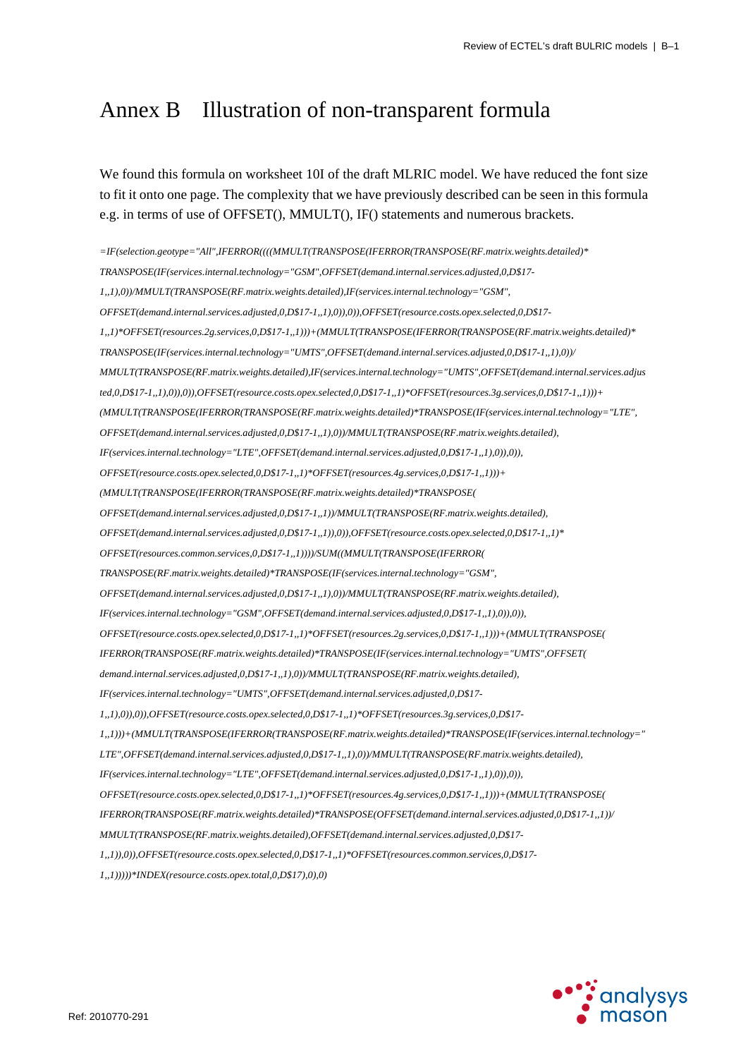# Annex B Illustration of non-transparent formula

We found this formula on worksheet 10I of the draft MLRIC model. We have reduced the font size to fit it onto one page. The complexity that we have previously described can be seen in this formula e.g. in terms of use of OFFSET(), MMULT(), IF() statements and numerous brackets.

```
=IF(selection.geotype="All",IFERROR((((MMULT(TRANSPOSE(IFERROR(TRANSPOSE(RF.matrix.weights.detailed)*
TRANSPOSE(IF(services.internal.technology="GSM",OFFSET(demand.internal.services.adjusted,0,D$17-
1,,1),0))/MMULT(TRANSPOSE(RF.matrix.weights.detailed),IF(services.internal.technology="GSM",
OFFSET(demand.internal.services.adjusted,0,D$17-1,,1),0)),0)),OFFSET(resource.costs.opex.selected,0,D$17-
1,,1)*OFFSET(resources.2g.services,0,D$17-1,,1)))+(MMULT(TRANSPOSE(IFERROR(TRANSPOSE(RF.matrix.weights.detailed)*
TRANSPOSE(IF(services.internal.technology="UMTS",OFFSET(demand.internal.services.adjusted,0,D$17-1,,1),0))/
MMULT(TRANSPOSE(RF.matrix.weights.detailed),IF(services.internal.technology="UMTS",OFFSET(demand.internal.services.adjus
ted,0,D$17-1,,1),0)),0)),OFFSET(resource.costs.opex.selected,0,D$17-1,,1)*OFFSET(resources.3g.services,0,D$17-1,,1)))+
(MMULT(TRANSPOSE(IFERROR(TRANSPOSE(RF.matrix.weights.detailed)*TRANSPOSE(IF(services.internal.technology="LTE",
OFFSET(demand.internal.services.adjusted,0,D$17-1,,1),0))/MMULT(TRANSPOSE(RF.matrix.weights.detailed),
IF(services.internal.technology="LTE",OFFSET(demand.internal.services.adjusted,0,D$17-1,,1),0)),0)),
OFFSET(resource.costs.opex.selected,0,D$17-1,,1)*OFFSET(resources.4g.services,0,D$17-1,,1)))+
(MMULT(TRANSPOSE(IFERROR(TRANSPOSE(RF.matrix.weights.detailed)*TRANSPOSE(
OFFSET(demand.internal.services.adjusted,0,D$17-1,,1))/MMULT(TRANSPOSE(RF.matrix.weights.detailed),
OFFSET(demand.internal.services.adjusted,0,D$17-1,,1)),0)),OFFSET(resource.costs.opex.selected,0,D$17-1,,1)*
OFFSET(resources.common.services,0,D$17-1,,1))))/SUM((MMULT(TRANSPOSE(IFERROR(
TRANSPOSE(RF.matrix.weights.detailed)*TRANSPOSE(IF(services.internal.technology="GSM",
OFFSET(demand.internal.services.adjusted,0,D$17-1,,1),0))/MMULT(TRANSPOSE(RF.matrix.weights.detailed),
IF(services.internal.technology="GSM",OFFSET(demand.internal.services.adjusted,0,D$17-1,,1),0)),0)),
OFFSET(resource.costs.opex.selected,0,D$17-1,,1)*OFFSET(resources.2g.services,0,D$17-1,,1)))+(MMULT(TRANSPOSE(
IFERROR(TRANSPOSE(RF.matrix.weights.detailed)*TRANSPOSE(IF(services.internal.technology="UMTS",OFFSET(
demand.internal.services.adjusted,0,D$17-1,,1),0))/MMULT(TRANSPOSE(RF.matrix.weights.detailed),
IF(services.internal.technology="UMTS",OFFSET(demand.internal.services.adjusted,0,D$17-
1,,1),0)),0)),OFFSET(resource.costs.opex.selected,0,D$17-1,,1)*OFFSET(resources.3g.services,0,D$17-
1,,1)))+(MMULT(TRANSPOSE(IFERROR(TRANSPOSE(RF.matrix.weights.detailed)*TRANSPOSE(IF(services.internal.technology="
LTE",OFFSET(demand.internal.services.adjusted,0,D$17-1,,1),0))/MMULT(TRANSPOSE(RF.matrix.weights.detailed),
IF(services.internal.technology="LTE",OFFSET(demand.internal.services.adjusted,0,D$17-1,,1),0)),0)),
OFFSET(resource.costs.opex.selected,0,D$17-1,,1)*OFFSET(resources.4g.services,0,D$17-1,,1)))+(MMULT(TRANSPOSE(
IFERROR(TRANSPOSE(RF.matrix.weights.detailed)*TRANSPOSE(OFFSET(demand.internal.services.adjusted,0,D$17-1,,1))/
MMULT(TRANSPOSE(RF.matrix.weights.detailed),OFFSET(demand.internal.services.adjusted,0,D$17-
1,,1)),0)),OFFSET(resource.costs.opex.selected,0,D$17-1,,1)*OFFSET(resources.common.services,0,D$17-
1,,1)))))*INDEX(resource.costs.opex.total,0,D$17),0),0)
```